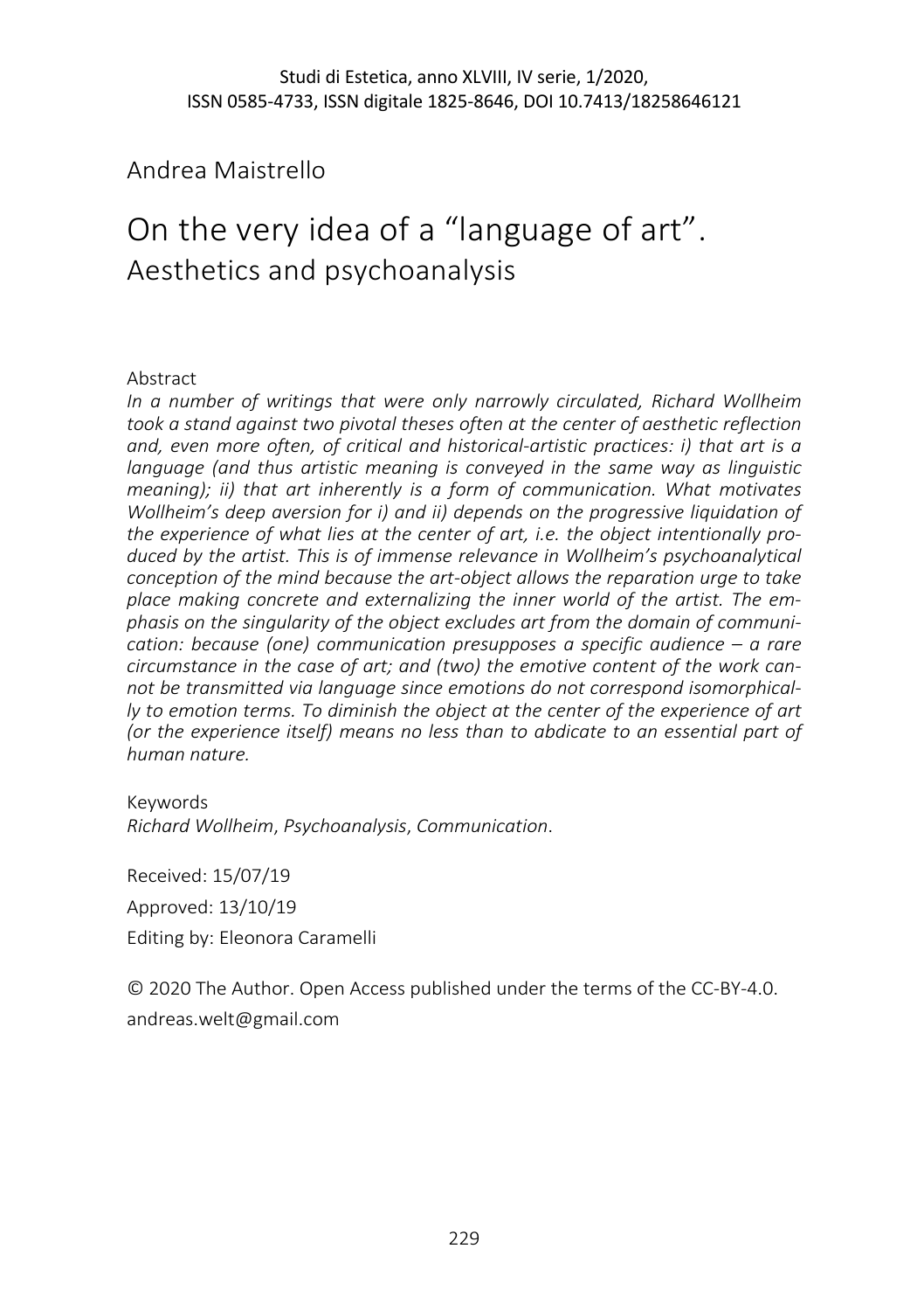Andrea Maistrello

# On the very idea of a "language of art".
## Aesthetics and psychoanalysis

Abstract

*In a number of writings that were only narrowly circulated, Richard Wollheim took a stand against two pivotal theses often at the center of aesthetic reflection and, even more often, of critical and historical-artistic practices: i) that art is a language (and thus artistic meaning is conveyed in the same way as linguistic meaning); ii) that art inherently is a form of communication. What motivates Wollheim's deep aversion for i) and ii) depends on the progressive liquidation of the experience of what lies at the center of art, i.e. the object intentionally produced by the artist. This is of immense relevance in Wollheim's psychoanalytical conception of the mind because the art-object allows the reparation urge to take place making concrete and externalizing the inner world of the artist. The emphasis on the singularity of the object excludes art from the domain of communication: because (one) communication presupposes a specific audience – a rare circumstance in the case of art; and (two) the emotive content of the work cannot be transmitted via language since emotions do not correspond isomorphically to emotion terms. To diminish the object at the center of the experience of art (or the experience itself) means no less than to abdicate to an essential part of human nature.*

Keywords

*Richard Wollheim*, *Psychoanalysis*, *Communication*.

Received: 15/07/19

Approved: 13/10/19

Editing by: Eleonora Caramelli

© 2020 The Author. Open Access published under the terms of the CC-BY-4.0.

andreas.welt@gmail.com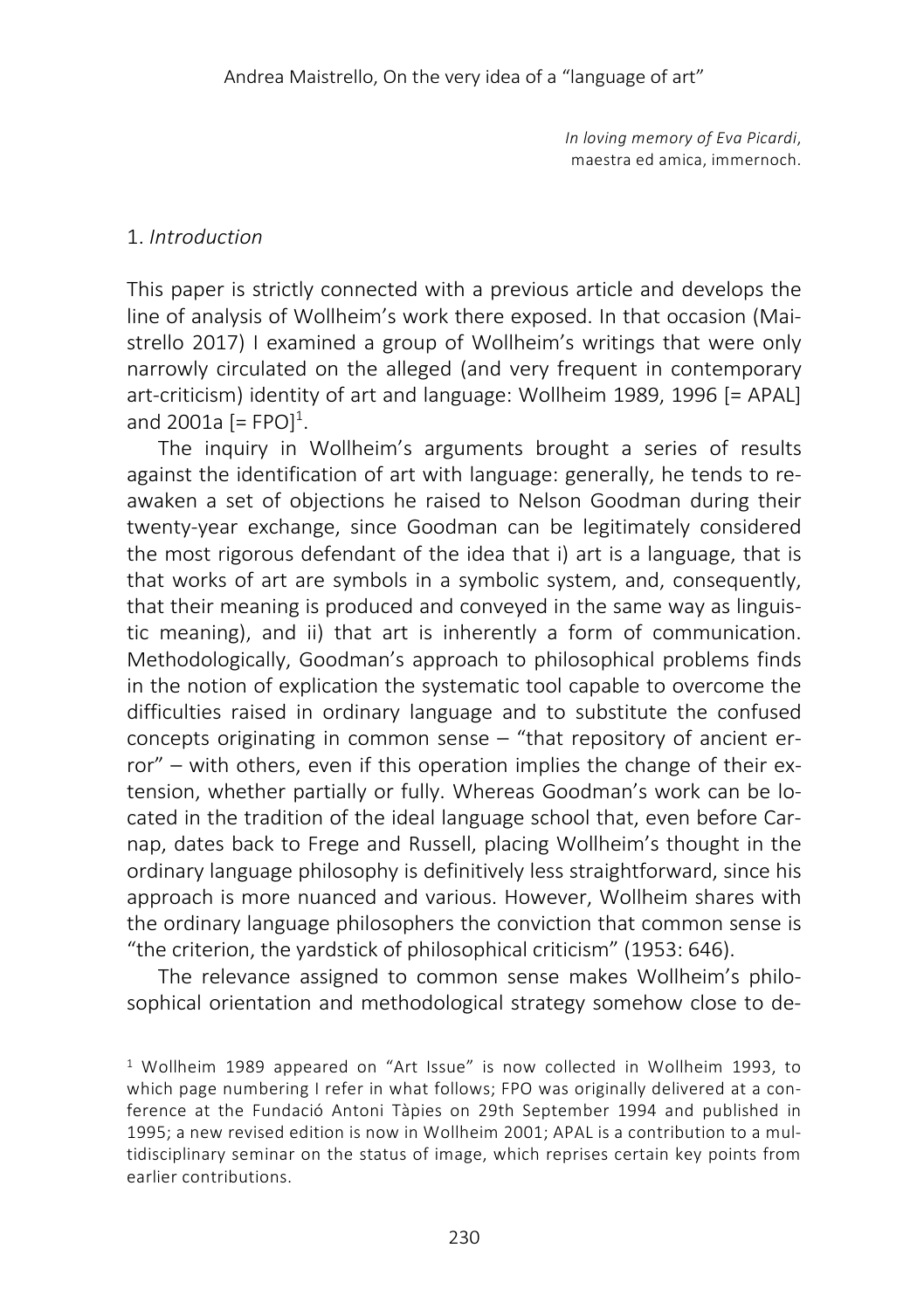*In loving memory of Eva Picardi*,
maestra ed amica, immernoch.

## 1. *Introduction*

This paper is strictly connected with a previous article and develops the line of analysis of Wollheim's work there exposed. In that occasion (Maistrello 2017) I examined a group of Wollheim's writings that were only narrowly circulated on the alleged (and very frequent in contemporary art-criticism) identity of art and language: Wollheim 1989, 1996 [= APAL] and 2001a [= FPO][1].

The inquiry in Wollheim's arguments brought a series of results against the identification of art with language: generally, he tends to reawaken a set of objections he raised to Nelson Goodman during their twenty-year exchange, since Goodman can be legitimately considered the most rigorous defendant of the idea that i) art is a language, that is that works of art are symbols in a symbolic system, and, consequently, that their meaning is produced and conveyed in the same way as linguistic meaning), and ii) that art is inherently a form of communication. Methodologically, Goodman's approach to philosophical problems finds in the notion of explication the systematic tool capable to overcome the difficulties raised in ordinary language and to substitute the confused concepts originating in common sense – "that repository of ancient error" – with others, even if this operation implies the change of their extension, whether partially or fully. Whereas Goodman's work can be located in the tradition of the ideal language school that, even before Carnap, dates back to Frege and Russell, placing Wollheim's thought in the ordinary language philosophy is definitively less straightforward, since his approach is more nuanced and various. However, Wollheim shares with the ordinary language philosophers the conviction that common sense is "the criterion, the yardstick of philosophical criticism" (1953: 646).

The relevance assigned to common sense makes Wollheim's philosophical orientation and methodological strategy somehow close to de-

[1] Wollheim 1989 appeared on "Art Issue" is now collected in Wollheim 1993, to which page numbering I refer in what follows; FPO was originally delivered at a conference at the Fundació Antoni Tàpies on 29th September 1994 and published in 1995; a new revised edition is now in Wollheim 2001; APAL is a contribution to a multidisciplinary seminar on the status of image, which reprises certain key points from earlier contributions.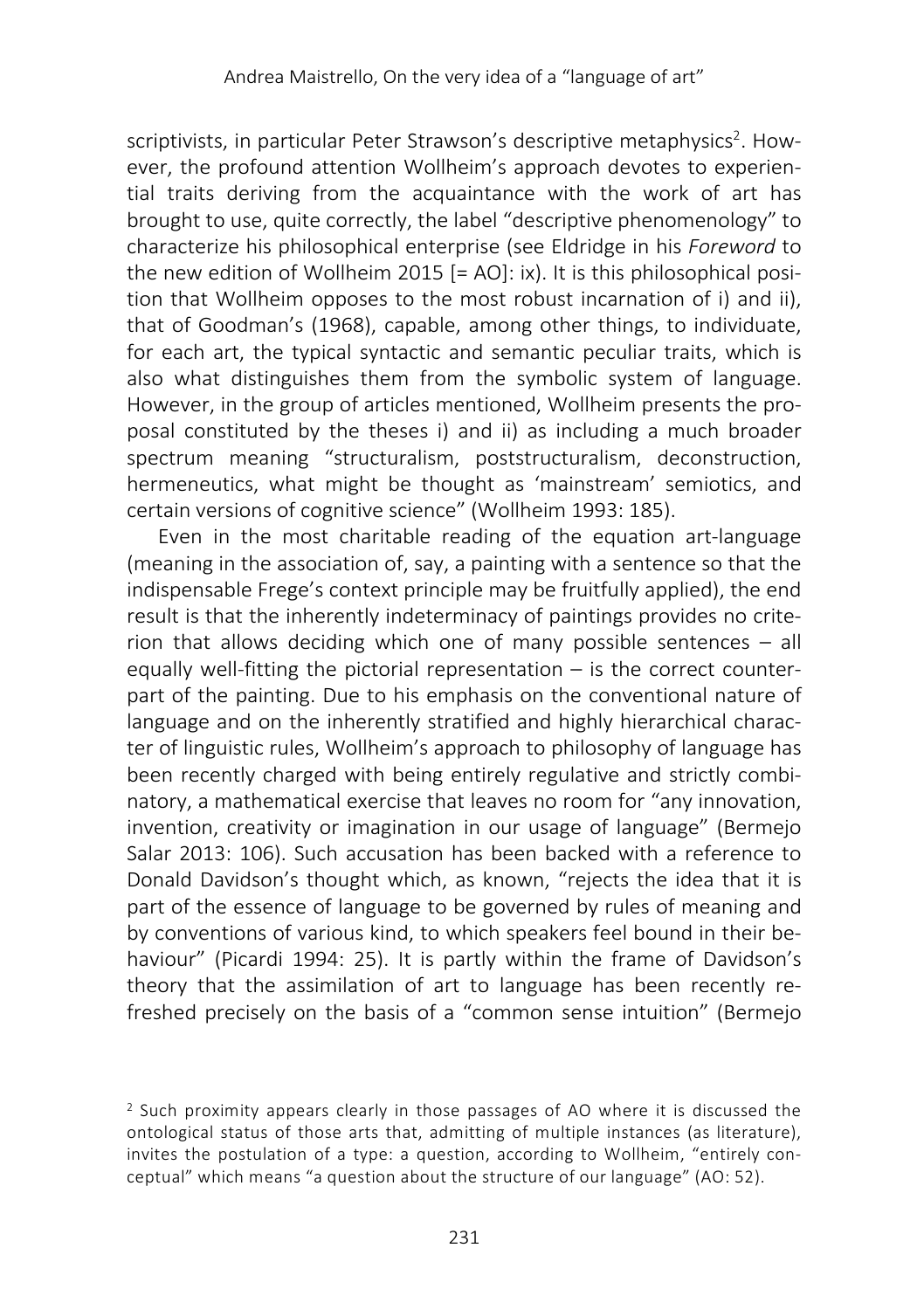scriptivists, in particular Peter Strawson's descriptive metaphysics[2]. However, the profound attention Wollheim's approach devotes to experiential traits deriving from the acquaintance with the work of art has brought to use, quite correctly, the label "descriptive phenomenology" to characterize his philosophical enterprise (see Eldridge in his *Foreword* to the new edition of Wollheim 2015 [= AO]: ix). It is this philosophical position that Wollheim opposes to the most robust incarnation of i) and ii), that of Goodman's (1968), capable, among other things, to individuate, for each art, the typical syntactic and semantic peculiar traits, which is also what distinguishes them from the symbolic system of language. However, in the group of articles mentioned, Wollheim presents the proposal constituted by the theses i) and ii) as including a much broader spectrum meaning "structuralism, poststructuralism, deconstruction, hermeneutics, what might be thought as 'mainstream' semiotics, and certain versions of cognitive science" (Wollheim 1993: 185).

Even in the most charitable reading of the equation art-language (meaning in the association of, say, a painting with a sentence so that the indispensable Frege's context principle may be fruitfully applied), the end result is that the inherently indeterminacy of paintings provides no criterion that allows deciding which one of many possible sentences – all equally well-fitting the pictorial representation – is the correct counterpart of the painting. Due to his emphasis on the conventional nature of language and on the inherently stratified and highly hierarchical character of linguistic rules, Wollheim's approach to philosophy of language has been recently charged with being entirely regulative and strictly combinatory, a mathematical exercise that leaves no room for "any innovation, invention, creativity or imagination in our usage of language" (Bermejo Salar 2013: 106). Such accusation has been backed with a reference to Donald Davidson's thought which, as known, "rejects the idea that it is part of the essence of language to be governed by rules of meaning and by conventions of various kind, to which speakers feel bound in their behaviour" (Picardi 1994: 25). It is partly within the frame of Davidson's theory that the assimilation of art to language has been recently refreshed precisely on the basis of a "common sense intuition" (Bermejo

[2] Such proximity appears clearly in those passages of AO where it is discussed the ontological status of those arts that, admitting of multiple instances (as literature), invites the postulation of a type: a question, according to Wollheim, "entirely conceptual" which means "a question about the structure of our language" (AO: 52).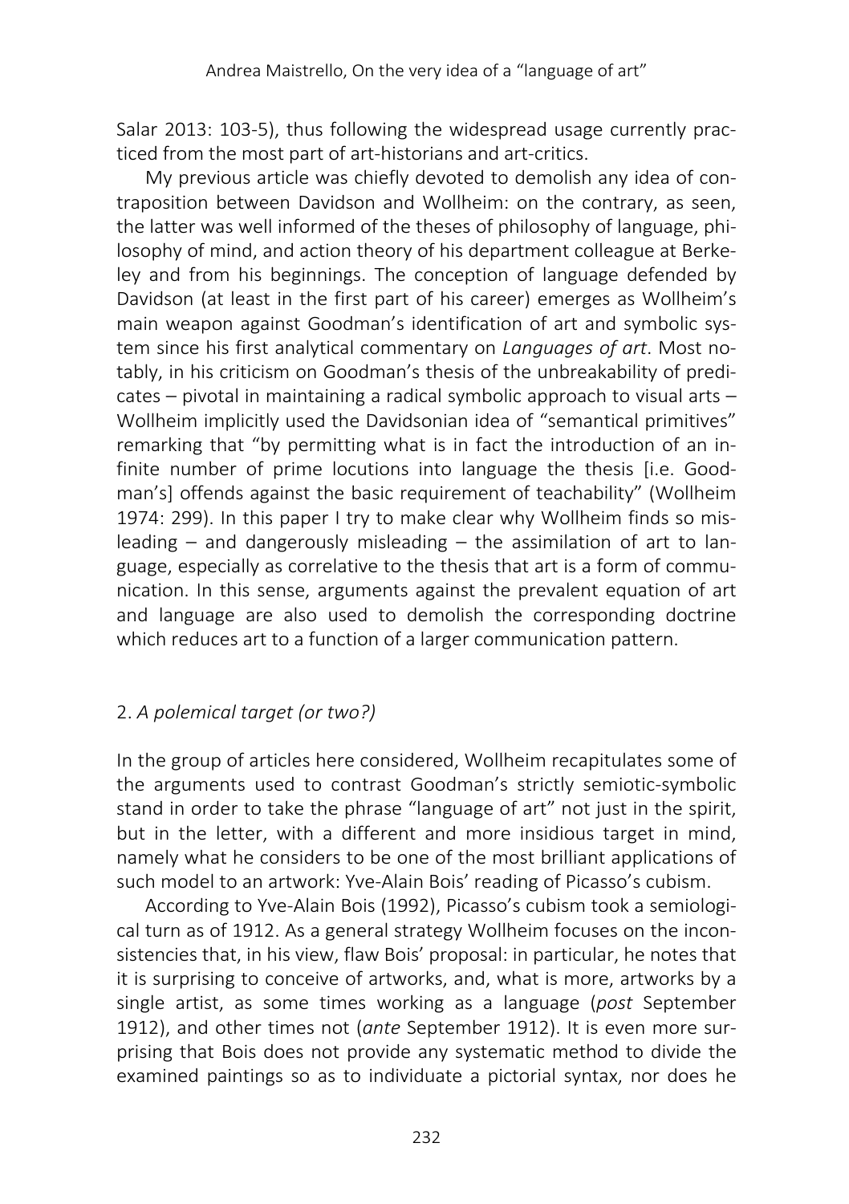Salar 2013: 103-5), thus following the widespread usage currently practiced from the most part of art-historians and art-critics.

My previous article was chiefly devoted to demolish any idea of contraposition between Davidson and Wollheim: on the contrary, as seen, the latter was well informed of the theses of philosophy of language, philosophy of mind, and action theory of his department colleague at Berkeley and from his beginnings. The conception of language defended by Davidson (at least in the first part of his career) emerges as Wollheim's main weapon against Goodman's identification of art and symbolic system since his first analytical commentary on *Languages of art*. Most notably, in his criticism on Goodman's thesis of the unbreakability of predicates – pivotal in maintaining a radical symbolic approach to visual arts – Wollheim implicitly used the Davidsonian idea of "semantical primitives" remarking that "by permitting what is in fact the introduction of an infinite number of prime locutions into language the thesis [i.e. Goodman's] offends against the basic requirement of teachability" (Wollheim 1974: 299). In this paper I try to make clear why Wollheim finds so misleading – and dangerously misleading – the assimilation of art to language, especially as correlative to the thesis that art is a form of communication. In this sense, arguments against the prevalent equation of art and language are also used to demolish the corresponding doctrine which reduces art to a function of a larger communication pattern.

## 2. *A polemical target (or two?)*

In the group of articles here considered, Wollheim recapitulates some of the arguments used to contrast Goodman's strictly semiotic-symbolic stand in order to take the phrase "language of art" not just in the spirit, but in the letter, with a different and more insidious target in mind, namely what he considers to be one of the most brilliant applications of such model to an artwork: Yve-Alain Bois' reading of Picasso's cubism.

According to Yve-Alain Bois (1992), Picasso's cubism took a semiological turn as of 1912. As a general strategy Wollheim focuses on the inconsistencies that, in his view, flaw Bois' proposal: in particular, he notes that it is surprising to conceive of artworks, and, what is more, artworks by a single artist, as some times working as a language (*post* September 1912), and other times not (*ante* September 1912). It is even more surprising that Bois does not provide any systematic method to divide the examined paintings so as to individuate a pictorial syntax, nor does he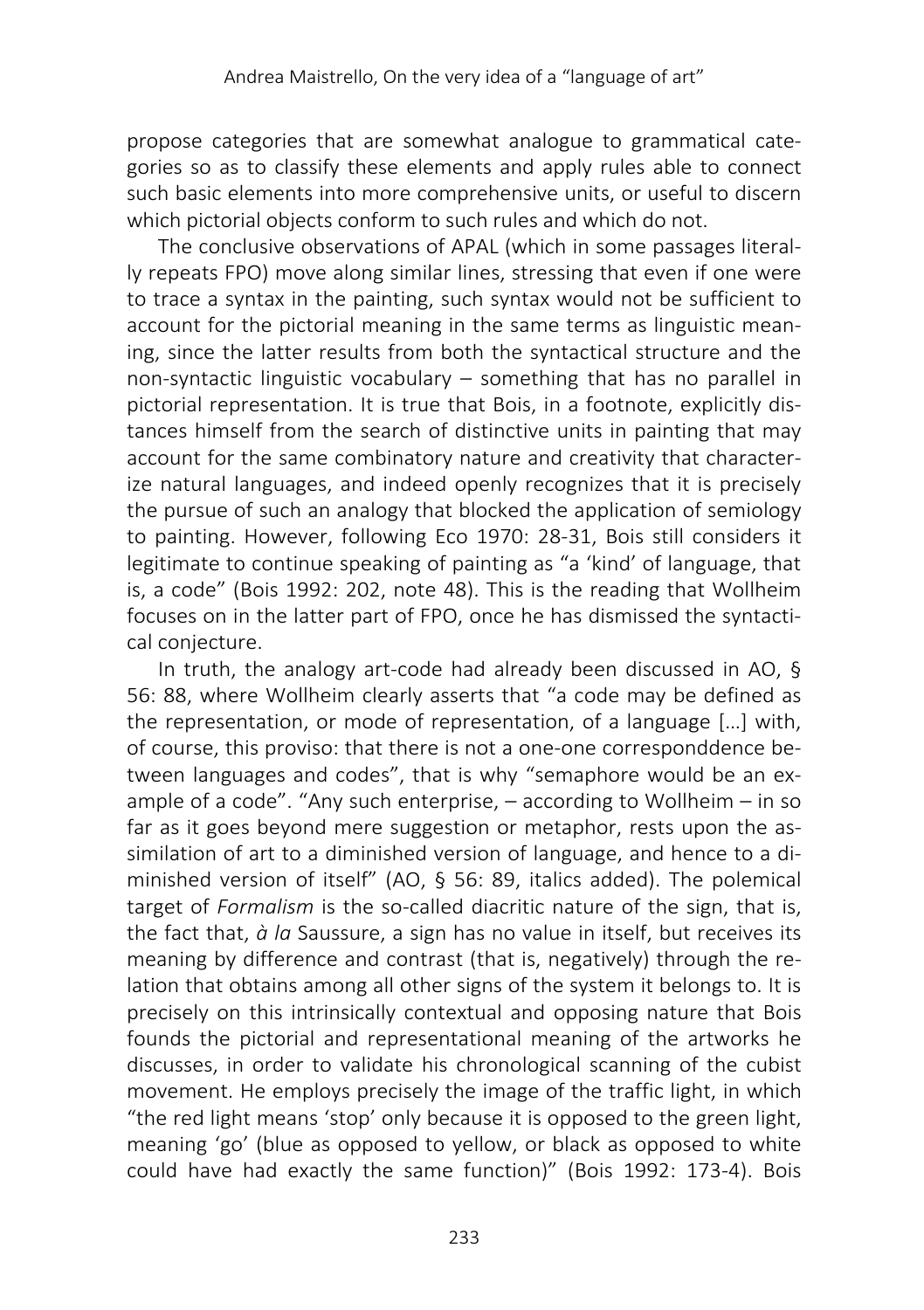propose categories that are somewhat analogue to grammatical categories so as to classify these elements and apply rules able to connect such basic elements into more comprehensive units, or useful to discern which pictorial objects conform to such rules and which do not.

The conclusive observations of APAL (which in some passages literally repeats FPO) move along similar lines, stressing that even if one were to trace a syntax in the painting, such syntax would not be sufficient to account for the pictorial meaning in the same terms as linguistic meaning, since the latter results from both the syntactical structure and the non-syntactic linguistic vocabulary – something that has no parallel in pictorial representation. It is true that Bois, in a footnote, explicitly distances himself from the search of distinctive units in painting that may account for the same combinatory nature and creativity that characterize natural languages, and indeed openly recognizes that it is precisely the pursue of such an analogy that blocked the application of semiology to painting. However, following Eco 1970: 28-31, Bois still considers it legitimate to continue speaking of painting as "a 'kind' of language, that is, a code" (Bois 1992: 202, note 48). This is the reading that Wollheim focuses on in the latter part of FPO, once he has dismissed the syntactical conjecture.

In truth, the analogy art-code had already been discussed in AO, § 56: 88, where Wollheim clearly asserts that "a code may be defined as the representation, or mode of representation, of a language […] with, of course, this proviso: that there is not a one-one corresponddence between languages and codes", that is why "semaphore would be an example of a code". "Any such enterprise, – according to Wollheim – in so far as it goes beyond mere suggestion or metaphor, rests upon the assimilation of art to a diminished version of language, and hence to a diminished version of itself" (AO, § 56: 89, italics added). The polemical target of *Formalism* is the so-called diacritic nature of the sign, that is, the fact that, *à la* Saussure, a sign has no value in itself, but receives its meaning by difference and contrast (that is, negatively) through the relation that obtains among all other signs of the system it belongs to. It is precisely on this intrinsically contextual and opposing nature that Bois founds the pictorial and representational meaning of the artworks he discusses, in order to validate his chronological scanning of the cubist movement. He employs precisely the image of the traffic light, in which "the red light means 'stop' only because it is opposed to the green light, meaning 'go' (blue as opposed to yellow, or black as opposed to white could have had exactly the same function)" (Bois 1992: 173-4). Bois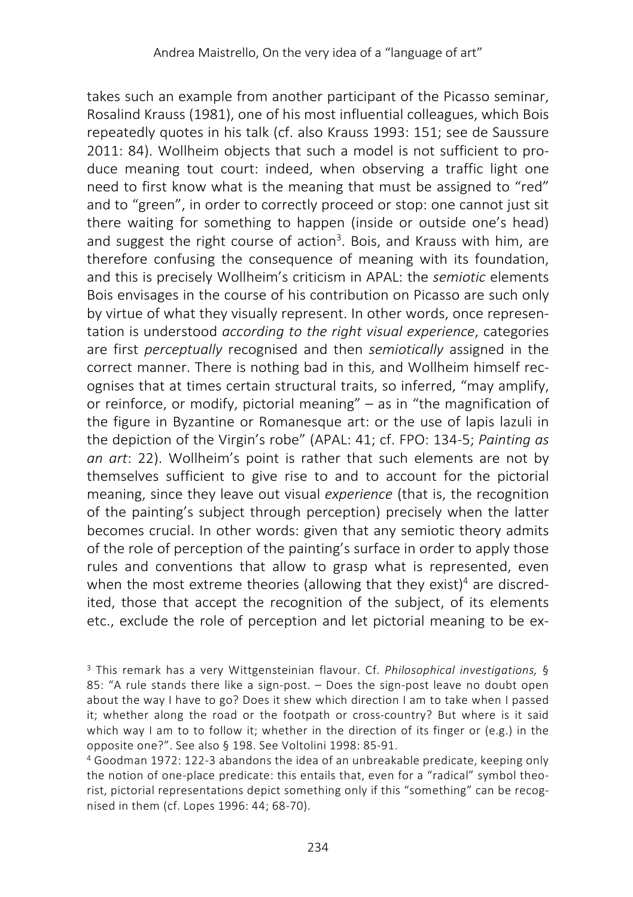takes such an example from another participant of the Picasso seminar, Rosalind Krauss (1981), one of his most influential colleagues, which Bois repeatedly quotes in his talk (cf. also Krauss 1993: 151; see de Saussure 2011: 84). Wollheim objects that such a model is not sufficient to produce meaning tout court: indeed, when observing a traffic light one need to first know what is the meaning that must be assigned to "red" and to "green", in order to correctly proceed or stop: one cannot just sit there waiting for something to happen (inside or outside one's head) and suggest the right course of action[3]. Bois, and Krauss with him, are therefore confusing the consequence of meaning with its foundation, and this is precisely Wollheim's criticism in APAL: the *semiotic* elements Bois envisages in the course of his contribution on Picasso are such only by virtue of what they visually represent. In other words, once representation is understood *according to the right visual experience*, categories are first *perceptually* recognised and then *semiotically* assigned in the correct manner. There is nothing bad in this, and Wollheim himself recognises that at times certain structural traits, so inferred, "may amplify, or reinforce, or modify, pictorial meaning" – as in "the magnification of the figure in Byzantine or Romanesque art: or the use of lapis lazuli in the depiction of the Virgin's robe" (APAL: 41; cf. FPO: 134-5; *Painting as an art*: 22). Wollheim's point is rather that such elements are not by themselves sufficient to give rise to and to account for the pictorial meaning, since they leave out visual *experience* (that is, the recognition of the painting's subject through perception) precisely when the latter becomes crucial. In other words: given that any semiotic theory admits of the role of perception of the painting's surface in order to apply those rules and conventions that allow to grasp what is represented, even when the most extreme theories (allowing that they exist)[4] are discredited, those that accept the recognition of the subject, of its elements etc., exclude the role of perception and let pictorial meaning to be ex-

[3] This remark has a very Wittgensteinian flavour. Cf. *Philosophical investigations,* § 85: "A rule stands there like a sign-post. – Does the sign-post leave no doubt open about the way I have to go? Does it shew which direction I am to take when I passed it; whether along the road or the footpath or cross-country? But where is it said which way I am to to follow it; whether in the direction of its finger or (e.g.) in the opposite one?". See also § 198. See Voltolini 1998: 85-91.

[4] Goodman 1972: 122-3 abandons the idea of an unbreakable predicate, keeping only the notion of one-place predicate: this entails that, even for a "radical" symbol theorist, pictorial representations depict something only if this "something" can be recognised in them (cf. Lopes 1996: 44; 68-70).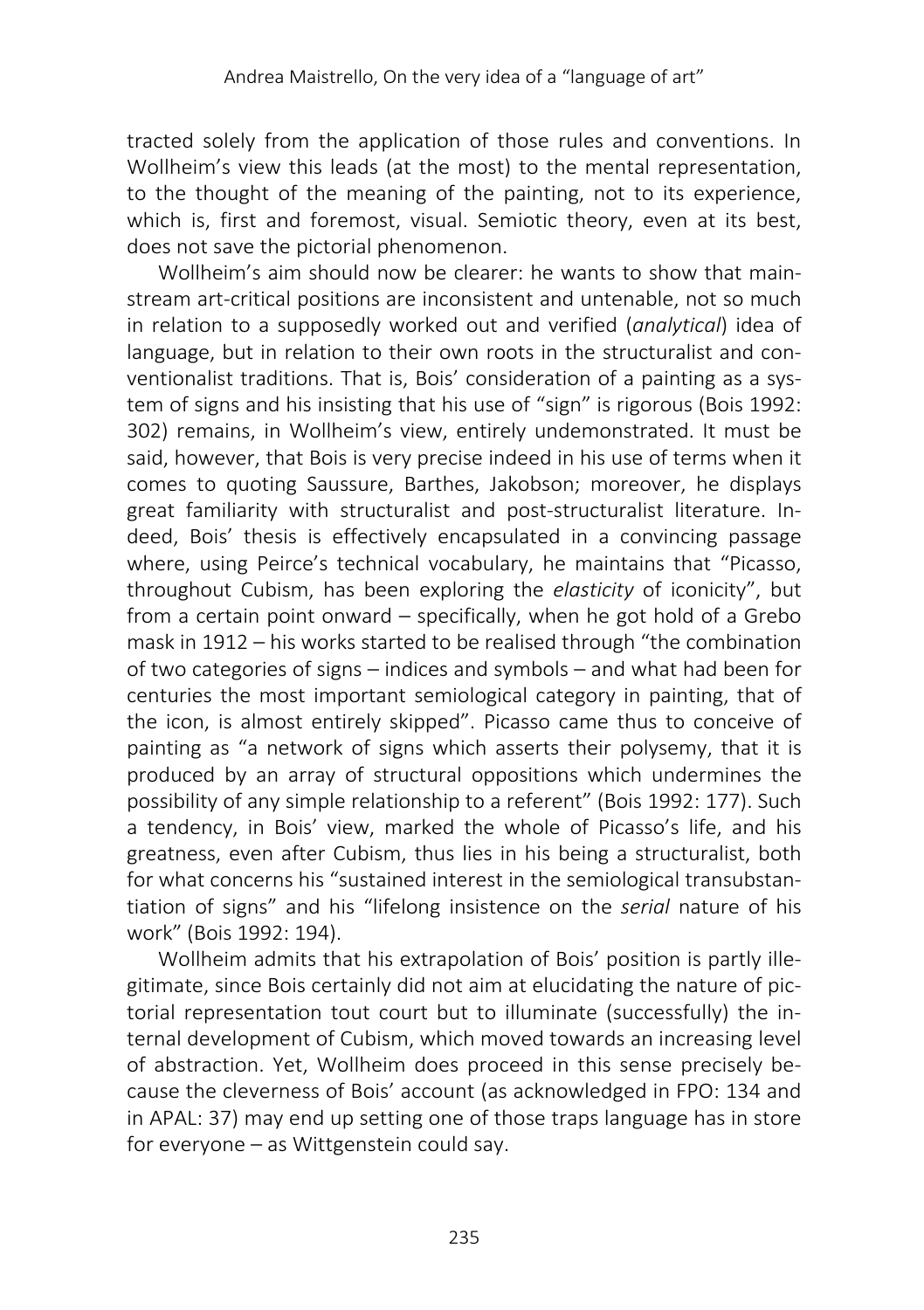tracted solely from the application of those rules and conventions. In Wollheim's view this leads (at the most) to the mental representation, to the thought of the meaning of the painting, not to its experience, which is, first and foremost, visual. Semiotic theory, even at its best, does not save the pictorial phenomenon.

Wollheim's aim should now be clearer: he wants to show that mainstream art-critical positions are inconsistent and untenable, not so much in relation to a supposedly worked out and verified (*analytical*) idea of language, but in relation to their own roots in the structuralist and conventionalist traditions. That is, Bois' consideration of a painting as a system of signs and his insisting that his use of "sign" is rigorous (Bois 1992: 302) remains, in Wollheim's view, entirely undemonstrated. It must be said, however, that Bois is very precise indeed in his use of terms when it comes to quoting Saussure, Barthes, Jakobson; moreover, he displays great familiarity with structuralist and post-structuralist literature. Indeed, Bois' thesis is effectively encapsulated in a convincing passage where, using Peirce's technical vocabulary, he maintains that "Picasso, throughout Cubism, has been exploring the *elasticity* of iconicity", but from a certain point onward – specifically, when he got hold of a Grebo mask in 1912 – his works started to be realised through "the combination of two categories of signs – indices and symbols – and what had been for centuries the most important semiological category in painting, that of the icon, is almost entirely skipped". Picasso came thus to conceive of painting as "a network of signs which asserts their polysemy, that it is produced by an array of structural oppositions which undermines the possibility of any simple relationship to a referent" (Bois 1992: 177). Such a tendency, in Bois' view, marked the whole of Picasso's life, and his greatness, even after Cubism, thus lies in his being a structuralist, both for what concerns his "sustained interest in the semiological transubstantiation of signs" and his "lifelong insistence on the *serial* nature of his work" (Bois 1992: 194).

Wollheim admits that his extrapolation of Bois' position is partly illegitimate, since Bois certainly did not aim at elucidating the nature of pictorial representation tout court but to illuminate (successfully) the internal development of Cubism, which moved towards an increasing level of abstraction. Yet, Wollheim does proceed in this sense precisely because the cleverness of Bois' account (as acknowledged in FPO: 134 and in APAL: 37) may end up setting one of those traps language has in store for everyone – as Wittgenstein could say.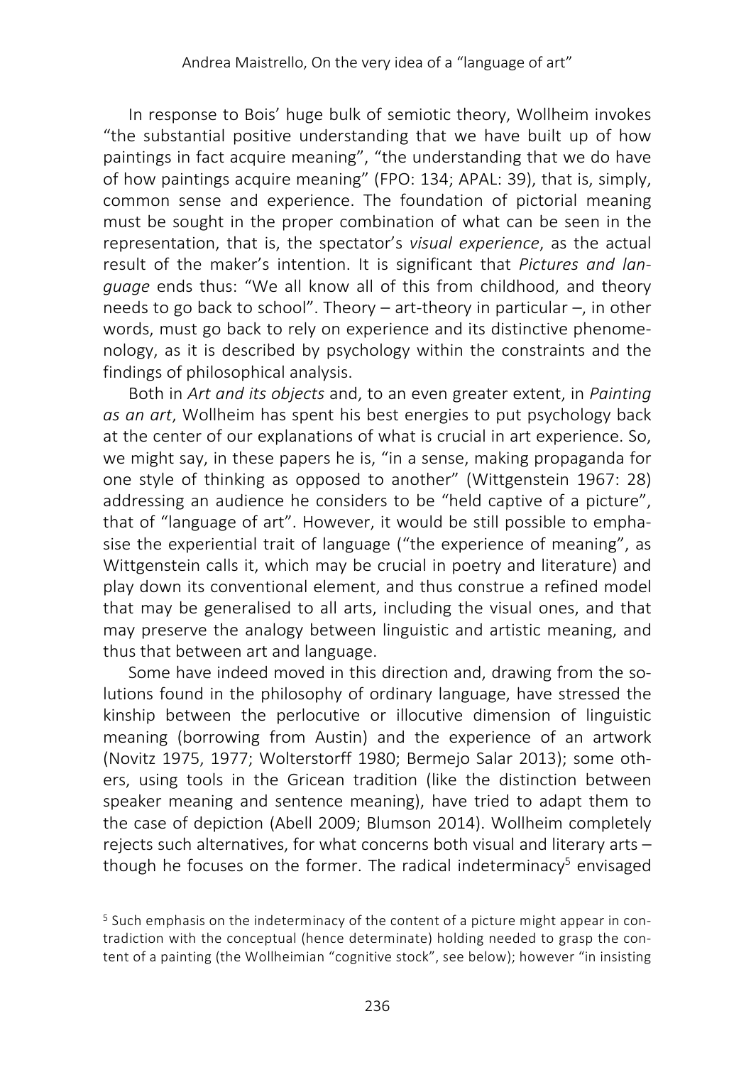In response to Bois' huge bulk of semiotic theory, Wollheim invokes "the substantial positive understanding that we have built up of how paintings in fact acquire meaning", "the understanding that we do have of how paintings acquire meaning" (FPO: 134; APAL: 39), that is, simply, common sense and experience. The foundation of pictorial meaning must be sought in the proper combination of what can be seen in the representation, that is, the spectator's *visual experience*, as the actual result of the maker's intention. It is significant that *Pictures and language* ends thus: "We all know all of this from childhood, and theory needs to go back to school". Theory – art-theory in particular –, in other words, must go back to rely on experience and its distinctive phenomenology, as it is described by psychology within the constraints and the findings of philosophical analysis.

Both in *Art and its objects* and, to an even greater extent, in *Painting as an art*, Wollheim has spent his best energies to put psychology back at the center of our explanations of what is crucial in art experience. So, we might say, in these papers he is, "in a sense, making propaganda for one style of thinking as opposed to another" (Wittgenstein 1967: 28) addressing an audience he considers to be "held captive of a picture", that of "language of art". However, it would be still possible to emphasise the experiential trait of language ("the experience of meaning", as Wittgenstein calls it, which may be crucial in poetry and literature) and play down its conventional element, and thus construe a refined model that may be generalised to all arts, including the visual ones, and that may preserve the analogy between linguistic and artistic meaning, and thus that between art and language.

Some have indeed moved in this direction and, drawing from the solutions found in the philosophy of ordinary language, have stressed the kinship between the perlocutive or illocutive dimension of linguistic meaning (borrowing from Austin) and the experience of an artwork (Novitz 1975, 1977; Wolterstorff 1980; Bermejo Salar 2013); some others, using tools in the Gricean tradition (like the distinction between speaker meaning and sentence meaning), have tried to adapt them to the case of depiction (Abell 2009; Blumson 2014). Wollheim completely rejects such alternatives, for what concerns both visual and literary arts – though he focuses on the former. The radical indeterminacy[5] envisaged

[5] Such emphasis on the indeterminacy of the content of a picture might appear in contradiction with the conceptual (hence determinate) holding needed to grasp the content of a painting (the Wollheimian "cognitive stock", see below); however "in insisting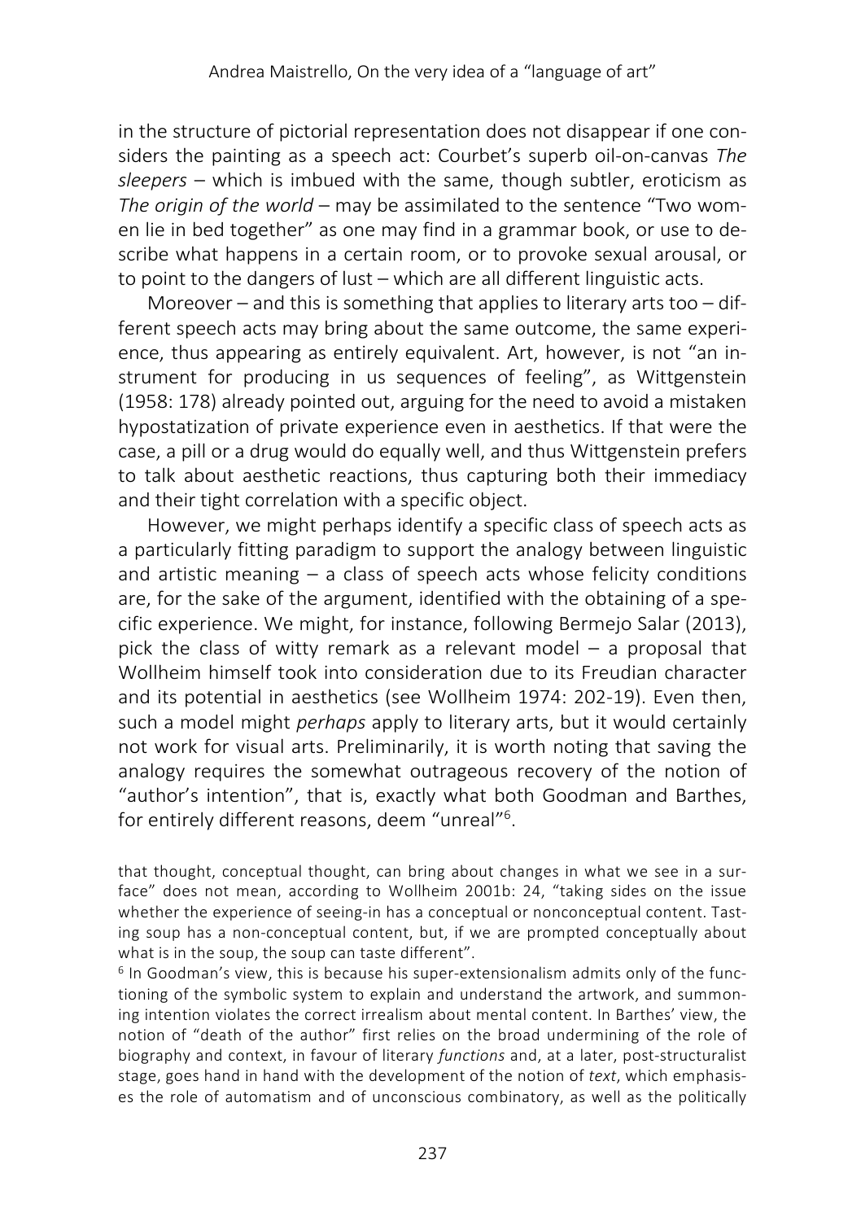in the structure of pictorial representation does not disappear if one considers the painting as a speech act: Courbet's superb oil-on-canvas *The sleepers* – which is imbued with the same, though subtler, eroticism as *The origin of the world* – may be assimilated to the sentence "Two women lie in bed together" as one may find in a grammar book, or use to describe what happens in a certain room, or to provoke sexual arousal, or to point to the dangers of lust – which are all different linguistic acts.

Moreover – and this is something that applies to literary arts too – different speech acts may bring about the same outcome, the same experience, thus appearing as entirely equivalent. Art, however, is not "an instrument for producing in us sequences of feeling", as Wittgenstein (1958: 178) already pointed out, arguing for the need to avoid a mistaken hypostatization of private experience even in aesthetics. If that were the case, a pill or a drug would do equally well, and thus Wittgenstein prefers to talk about aesthetic reactions, thus capturing both their immediacy and their tight correlation with a specific object.

However, we might perhaps identify a specific class of speech acts as a particularly fitting paradigm to support the analogy between linguistic and artistic meaning – a class of speech acts whose felicity conditions are, for the sake of the argument, identified with the obtaining of a specific experience. We might, for instance, following Bermejo Salar (2013), pick the class of witty remark as a relevant model – a proposal that Wollheim himself took into consideration due to its Freudian character and its potential in aesthetics (see Wollheim 1974: 202-19). Even then, such a model might *perhaps* apply to literary arts, but it would certainly not work for visual arts. Preliminarily, it is worth noting that saving the analogy requires the somewhat outrageous recovery of the notion of "author's intention", that is, exactly what both Goodman and Barthes, for entirely different reasons, deem "unreal"[6].

that thought, conceptual thought, can bring about changes in what we see in a surface" does not mean, according to Wollheim 2001b: 24, "taking sides on the issue whether the experience of seeing-in has a conceptual or nonconceptual content. Tasting soup has a non-conceptual content, but, if we are prompted conceptually about what is in the soup, the soup can taste different".

[6] In Goodman's view, this is because his super-extensionalism admits only of the functioning of the symbolic system to explain and understand the artwork, and summoning intention violates the correct irrealism about mental content. In Barthes' view, the notion of "death of the author" first relies on the broad undermining of the role of biography and context, in favour of literary *functions* and, at a later, post-structuralist stage, goes hand in hand with the development of the notion of *text*, which emphasises the role of automatism and of unconscious combinatory, as well as the politically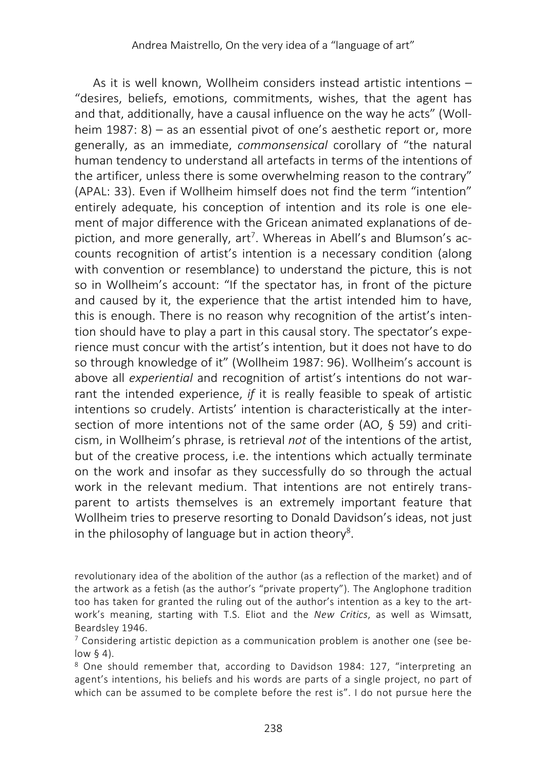As it is well known, Wollheim considers instead artistic intentions – "desires, beliefs, emotions, commitments, wishes, that the agent has and that, additionally, have a causal influence on the way he acts" (Wollheim 1987: 8) – as an essential pivot of one's aesthetic report or, more generally, as an immediate, *commonsensical* corollary of "the natural human tendency to understand all artefacts in terms of the intentions of the artificer, unless there is some overwhelming reason to the contrary" (APAL: 33). Even if Wollheim himself does not find the term "intention" entirely adequate, his conception of intention and its role is one element of major difference with the Gricean animated explanations of depiction, and more generally, art[7]. Whereas in Abell's and Blumson's accounts recognition of artist's intention is a necessary condition (along with convention or resemblance) to understand the picture, this is not so in Wollheim's account: "If the spectator has, in front of the picture and caused by it, the experience that the artist intended him to have, this is enough. There is no reason why recognition of the artist's intention should have to play a part in this causal story. The spectator's experience must concur with the artist's intention, but it does not have to do so through knowledge of it" (Wollheim 1987: 96). Wollheim's account is above all *experiential* and recognition of artist's intentions do not warrant the intended experience, *if* it is really feasible to speak of artistic intentions so crudely. Artists' intention is characteristically at the intersection of more intentions not of the same order (AO, § 59) and criticism, in Wollheim's phrase, is retrieval *not* of the intentions of the artist, but of the creative process, i.e. the intentions which actually terminate on the work and insofar as they successfully do so through the actual work in the relevant medium. That intentions are not entirely transparent to artists themselves is an extremely important feature that Wollheim tries to preserve resorting to Donald Davidson's ideas, not just in the philosophy of language but in action theory[8].

revolutionary idea of the abolition of the author (as a reflection of the market) and of the artwork as a fetish (as the author's "private property"). The Anglophone tradition too has taken for granted the ruling out of the author's intention as a key to the artwork's meaning, starting with T.S. Eliot and the *New Critics*, as well as Wimsatt, Beardsley 1946.

[7] Considering artistic depiction as a communication problem is another one (see below § 4).

[8] One should remember that, according to Davidson 1984: 127, "interpreting an agent's intentions, his beliefs and his words are parts of a single project, no part of which can be assumed to be complete before the rest is". I do not pursue here the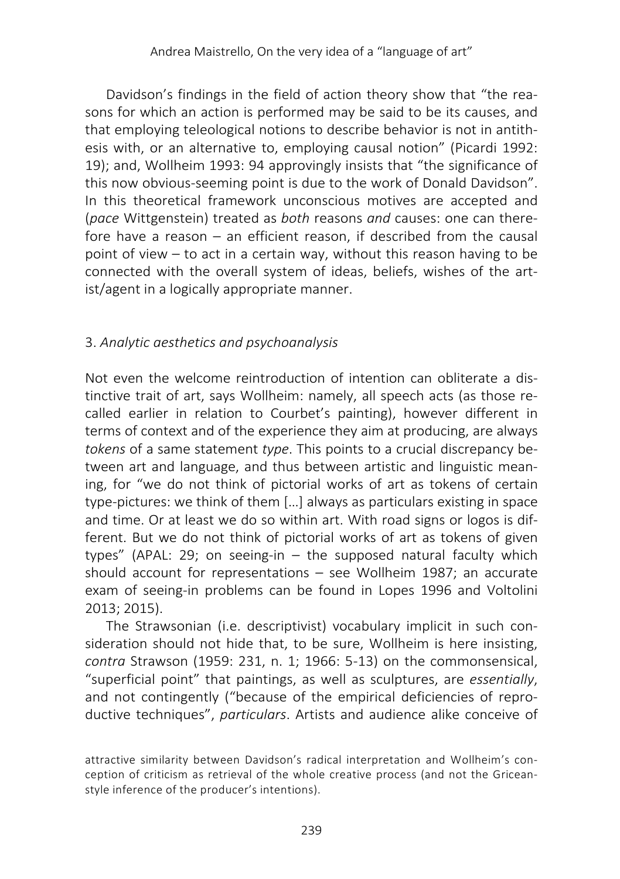Davidson's findings in the field of action theory show that "the reasons for which an action is performed may be said to be its causes, and that employing teleological notions to describe behavior is not in antithesis with, or an alternative to, employing causal notion" (Picardi 1992: 19); and, Wollheim 1993: 94 approvingly insists that "the significance of this now obvious-seeming point is due to the work of Donald Davidson". In this theoretical framework unconscious motives are accepted and (*pace* Wittgenstein) treated as *both* reasons *and* causes: one can therefore have a reason – an efficient reason, if described from the causal point of view – to act in a certain way, without this reason having to be connected with the overall system of ideas, beliefs, wishes of the artist/agent in a logically appropriate manner.

## 3. *Analytic aesthetics and psychoanalysis*

Not even the welcome reintroduction of intention can obliterate a distinctive trait of art, says Wollheim: namely, all speech acts (as those recalled earlier in relation to Courbet's painting), however different in terms of context and of the experience they aim at producing, are always *tokens* of a same statement *type*. This points to a crucial discrepancy between art and language, and thus between artistic and linguistic meaning, for "we do not think of pictorial works of art as tokens of certain type-pictures: we think of them [...] always as particulars existing in space and time. Or at least we do so within art. With road signs or logos is different. But we do not think of pictorial works of art as tokens of given types" (APAL: 29; on seeing-in – the supposed natural faculty which should account for representations – see Wollheim 1987; an accurate exam of seeing-in problems can be found in Lopes 1996 and Voltolini 2013; 2015).

The Strawsonian (i.e. descriptivist) vocabulary implicit in such consideration should not hide that, to be sure, Wollheim is here insisting, *contra* Strawson (1959: 231, n. 1; 1966: 5-13) on the commonsensical, "superficial point" that paintings, as well as sculptures, are *essentially*, and not contingently ("because of the empirical deficiencies of reproductive techniques", *particulars*. Artists and audience alike conceive of

attractive similarity between Davidson's radical interpretation and Wollheim's conception of criticism as retrieval of the whole creative process (and not the Gricean-style inference of the producer's intentions).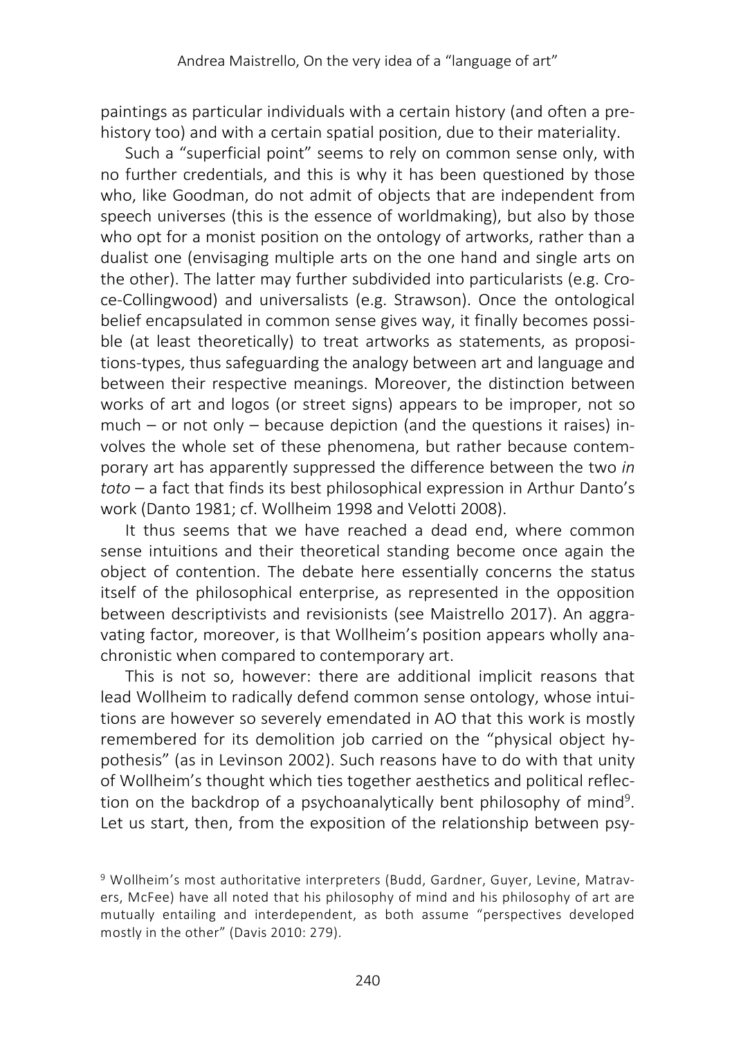paintings as particular individuals with a certain history (and often a pre-history too) and with a certain spatial position, due to their materiality.

Such a "superficial point" seems to rely on common sense only, with no further credentials, and this is why it has been questioned by those who, like Goodman, do not admit of objects that are independent from speech universes (this is the essence of worldmaking), but also by those who opt for a monist position on the ontology of artworks, rather than a dualist one (envisaging multiple arts on the one hand and single arts on the other). The latter may further subdivided into particularists (e.g. Croce-Collingwood) and universalists (e.g. Strawson). Once the ontological belief encapsulated in common sense gives way, it finally becomes possible (at least theoretically) to treat artworks as statements, as propositions-types, thus safeguarding the analogy between art and language and between their respective meanings. Moreover, the distinction between works of art and logos (or street signs) appears to be improper, not so much – or not only – because depiction (and the questions it raises) involves the whole set of these phenomena, but rather because contemporary art has apparently suppressed the difference between the two *in toto* – a fact that finds its best philosophical expression in Arthur Danto's work (Danto 1981; cf. Wollheim 1998 and Velotti 2008).

It thus seems that we have reached a dead end, where common sense intuitions and their theoretical standing become once again the object of contention. The debate here essentially concerns the status itself of the philosophical enterprise, as represented in the opposition between descriptivists and revisionists (see Maistrello 2017). An aggravating factor, moreover, is that Wollheim's position appears wholly anachronistic when compared to contemporary art.

This is not so, however: there are additional implicit reasons that lead Wollheim to radically defend common sense ontology, whose intuitions are however so severely emendated in AO that this work is mostly remembered for its demolition job carried on the "physical object hypothesis" (as in Levinson 2002). Such reasons have to do with that unity of Wollheim's thought which ties together aesthetics and political reflection on the backdrop of a psychoanalytically bent philosophy of mind[9]. Let us start, then, from the exposition of the relationship between psy-

[9] Wollheim's most authoritative interpreters (Budd, Gardner, Guyer, Levine, Matravers, McFee) have all noted that his philosophy of mind and his philosophy of art are mutually entailing and interdependent, as both assume "perspectives developed mostly in the other" (Davis 2010: 279).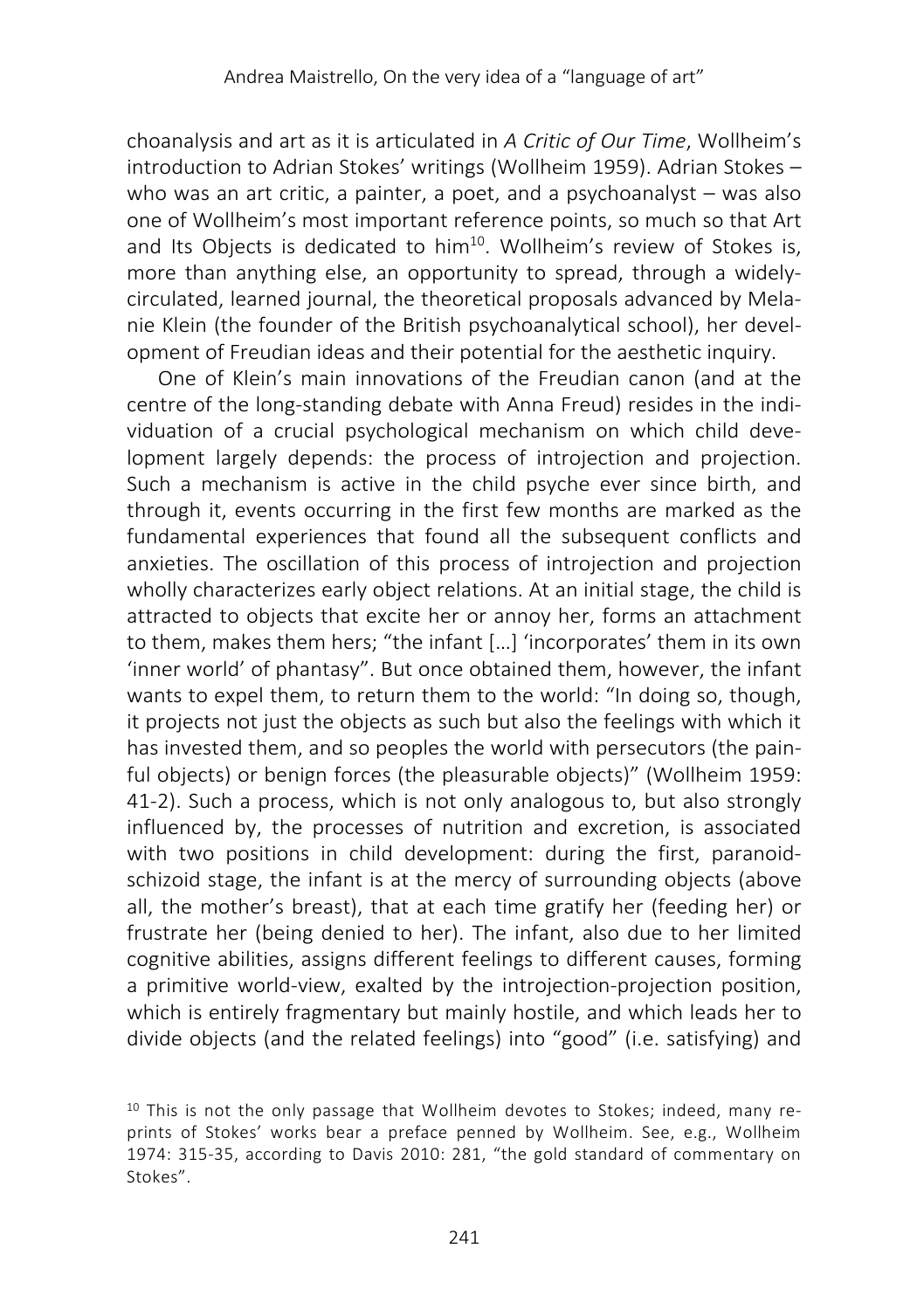choanalysis and art as it is articulated in *A Critic of Our Time*, Wollheim's introduction to Adrian Stokes' writings (Wollheim 1959). Adrian Stokes – who was an art critic, a painter, a poet, and a psychoanalyst – was also one of Wollheim's most important reference points, so much so that Art and Its Objects is dedicated to him[10]. Wollheim's review of Stokes is, more than anything else, an opportunity to spread, through a widely-circulated, learned journal, the theoretical proposals advanced by Melanie Klein (the founder of the British psychoanalytical school), her development of Freudian ideas and their potential for the aesthetic inquiry.

One of Klein's main innovations of the Freudian canon (and at the centre of the long-standing debate with Anna Freud) resides in the individuation of a crucial psychological mechanism on which child development largely depends: the process of introjection and projection. Such a mechanism is active in the child psyche ever since birth, and through it, events occurring in the first few months are marked as the fundamental experiences that found all the subsequent conflicts and anxieties. The oscillation of this process of introjection and projection wholly characterizes early object relations. At an initial stage, the child is attracted to objects that excite her or annoy her, forms an attachment to them, makes them hers; "the infant […] 'incorporates' them in its own 'inner world' of phantasy". But once obtained them, however, the infant wants to expel them, to return them to the world: "In doing so, though, it projects not just the objects as such but also the feelings with which it has invested them, and so peoples the world with persecutors (the painful objects) or benign forces (the pleasurable objects)" (Wollheim 1959: 41-2). Such a process, which is not only analogous to, but also strongly influenced by, the processes of nutrition and excretion, is associated with two positions in child development: during the first, paranoid-schizoid stage, the infant is at the mercy of surrounding objects (above all, the mother's breast), that at each time gratify her (feeding her) or frustrate her (being denied to her). The infant, also due to her limited cognitive abilities, assigns different feelings to different causes, forming a primitive world-view, exalted by the introjection-projection position, which is entirely fragmentary but mainly hostile, and which leads her to divide objects (and the related feelings) into "good" (i.e. satisfying) and

[10] This is not the only passage that Wollheim devotes to Stokes; indeed, many reprints of Stokes' works bear a preface penned by Wollheim. See, e.g., Wollheim 1974: 315-35, according to Davis 2010: 281, "the gold standard of commentary on Stokes".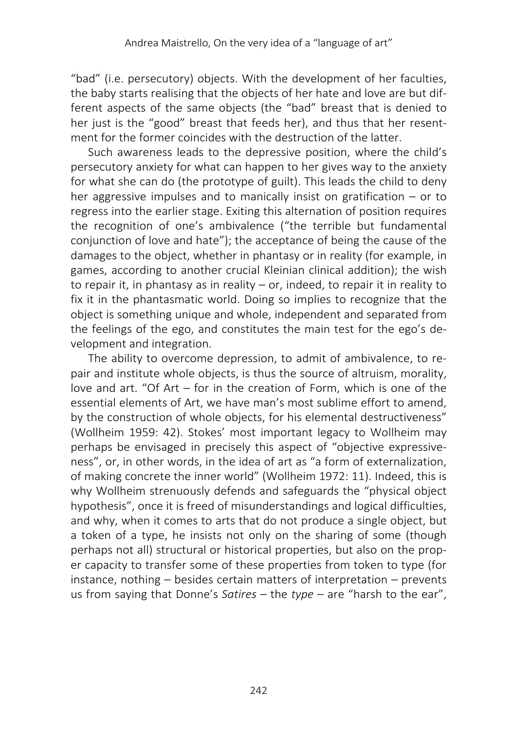"bad" (i.e. persecutory) objects. With the development of her faculties, the baby starts realising that the objects of her hate and love are but different aspects of the same objects (the "bad" breast that is denied to her just is the "good" breast that feeds her), and thus that her resentment for the former coincides with the destruction of the latter.

Such awareness leads to the depressive position, where the child's persecutory anxiety for what can happen to her gives way to the anxiety for what she can do (the prototype of guilt). This leads the child to deny her aggressive impulses and to manically insist on gratification – or to regress into the earlier stage. Exiting this alternation of position requires the recognition of one's ambivalence ("the terrible but fundamental conjunction of love and hate"); the acceptance of being the cause of the damages to the object, whether in phantasy or in reality (for example, in games, according to another crucial Kleinian clinical addition); the wish to repair it, in phantasy as in reality – or, indeed, to repair it in reality to fix it in the phantasmatic world. Doing so implies to recognize that the object is something unique and whole, independent and separated from the feelings of the ego, and constitutes the main test for the ego's development and integration.

The ability to overcome depression, to admit of ambivalence, to repair and institute whole objects, is thus the source of altruism, morality, love and art. "Of Art – for in the creation of Form, which is one of the essential elements of Art, we have man's most sublime effort to amend, by the construction of whole objects, for his elemental destructiveness" (Wollheim 1959: 42). Stokes' most important legacy to Wollheim may perhaps be envisaged in precisely this aspect of "objective expressiveness", or, in other words, in the idea of art as "a form of externalization, of making concrete the inner world" (Wollheim 1972: 11). Indeed, this is why Wollheim strenuously defends and safeguards the "physical object hypothesis", once it is freed of misunderstandings and logical difficulties, and why, when it comes to arts that do not produce a single object, but a token of a type, he insists not only on the sharing of some (though perhaps not all) structural or historical properties, but also on the proper capacity to transfer some of these properties from token to type (for instance, nothing – besides certain matters of interpretation – prevents us from saying that Donne's *Satires* – the *type* – are "harsh to the ear",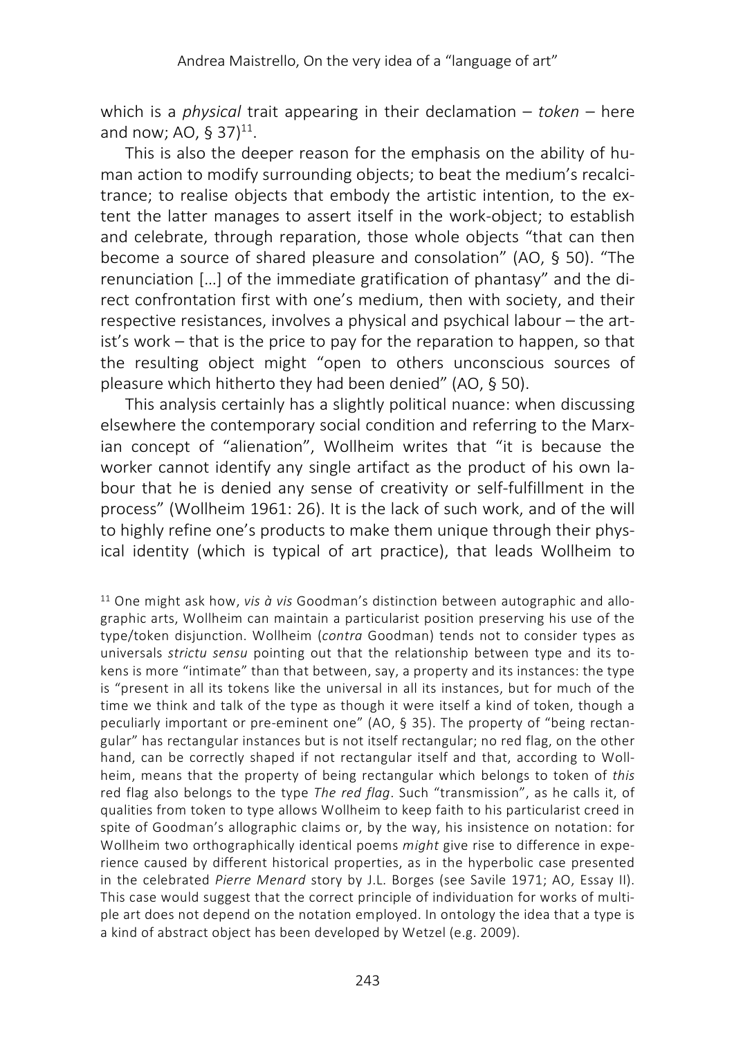which is a *physical* trait appearing in their declamation – *token* – here and now; AO, § 37)[11].

This is also the deeper reason for the emphasis on the ability of human action to modify surrounding objects; to beat the medium's recalcitrance; to realise objects that embody the artistic intention, to the extent the latter manages to assert itself in the work-object; to establish and celebrate, through reparation, those whole objects "that can then become a source of shared pleasure and consolation" (AO, § 50). "The renunciation […] of the immediate gratification of phantasy" and the direct confrontation first with one's medium, then with society, and their respective resistances, involves a physical and psychical labour – the artist's work – that is the price to pay for the reparation to happen, so that the resulting object might "open to others unconscious sources of pleasure which hitherto they had been denied" (AO, § 50).

This analysis certainly has a slightly political nuance: when discussing elsewhere the contemporary social condition and referring to the Marxian concept of "alienation", Wollheim writes that "it is because the worker cannot identify any single artifact as the product of his own labour that he is denied any sense of creativity or self-fulfillment in the process" (Wollheim 1961: 26). It is the lack of such work, and of the will to highly refine one's products to make them unique through their physical identity (which is typical of art practice), that leads Wollheim to

[11] One might ask how, *vis à vis* Goodman's distinction between autographic and allographic arts, Wollheim can maintain a particularist position preserving his use of the type/token disjunction. Wollheim (*contra* Goodman) tends not to consider types as universals *strictu sensu* pointing out that the relationship between type and its tokens is more "intimate" than that between, say, a property and its instances: the type is "present in all its tokens like the universal in all its instances, but for much of the time we think and talk of the type as though it were itself a kind of token, though a peculiarly important or pre-eminent one" (AO, § 35). The property of "being rectangular" has rectangular instances but is not itself rectangular; no red flag, on the other hand, can be correctly shaped if not rectangular itself and that, according to Wollheim, means that the property of being rectangular which belongs to token of *this* red flag also belongs to the type *The red flag*. Such "transmission", as he calls it, of qualities from token to type allows Wollheim to keep faith to his particularist creed in spite of Goodman's allographic claims or, by the way, his insistence on notation: for Wollheim two orthographically identical poems *might* give rise to difference in experience caused by different historical properties, as in the hyperbolic case presented in the celebrated *Pierre Menard* story by J.L. Borges (see Savile 1971; AO, Essay II). This case would suggest that the correct principle of individuation for works of multiple art does not depend on the notation employed. In ontology the idea that a type is a kind of abstract object has been developed by Wetzel (e.g. 2009).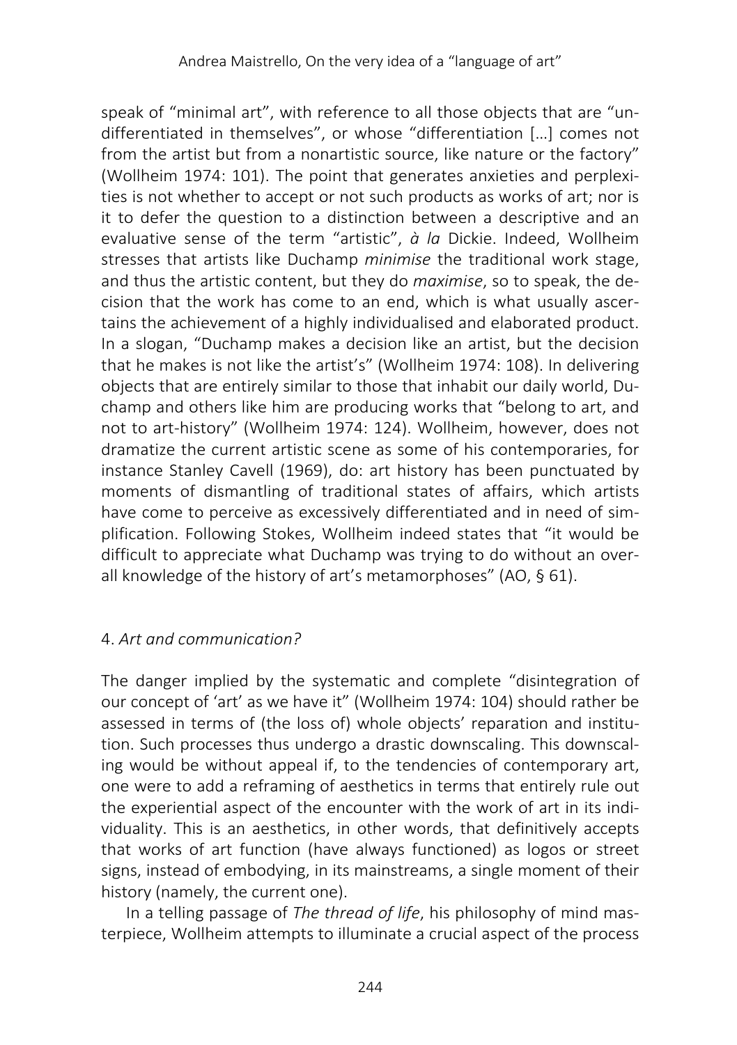speak of "minimal art", with reference to all those objects that are "undifferentiated in themselves", or whose "differentiation [...] comes not from the artist but from a nonartistic source, like nature or the factory" (Wollheim 1974: 101). The point that generates anxieties and perplexities is not whether to accept or not such products as works of art; nor is it to defer the question to a distinction between a descriptive and an evaluative sense of the term "artistic", *à la* Dickie. Indeed, Wollheim stresses that artists like Duchamp *minimise* the traditional work stage, and thus the artistic content, but they do *maximise*, so to speak, the decision that the work has come to an end, which is what usually ascertains the achievement of a highly individualised and elaborated product. In a slogan, "Duchamp makes a decision like an artist, but the decision that he makes is not like the artist's" (Wollheim 1974: 108). In delivering objects that are entirely similar to those that inhabit our daily world, Duchamp and others like him are producing works that "belong to art, and not to art-history" (Wollheim 1974: 124). Wollheim, however, does not dramatize the current artistic scene as some of his contemporaries, for instance Stanley Cavell (1969), do: art history has been punctuated by moments of dismantling of traditional states of affairs, which artists have come to perceive as excessively differentiated and in need of simplification. Following Stokes, Wollheim indeed states that "it would be difficult to appreciate what Duchamp was trying to do without an overall knowledge of the history of art's metamorphoses" (AO, § 61).

## 4. *Art and communication?*

The danger implied by the systematic and complete "disintegration of our concept of 'art' as we have it" (Wollheim 1974: 104) should rather be assessed in terms of (the loss of) whole objects' reparation and institution. Such processes thus undergo a drastic downscaling. This downscaling would be without appeal if, to the tendencies of contemporary art, one were to add a reframing of aesthetics in terms that entirely rule out the experiential aspect of the encounter with the work of art in its individuality. This is an aesthetics, in other words, that definitively accepts that works of art function (have always functioned) as logos or street signs, instead of embodying, in its mainstreams, a single moment of their history (namely, the current one).

In a telling passage of *The thread of life*, his philosophy of mind masterpiece, Wollheim attempts to illuminate a crucial aspect of the process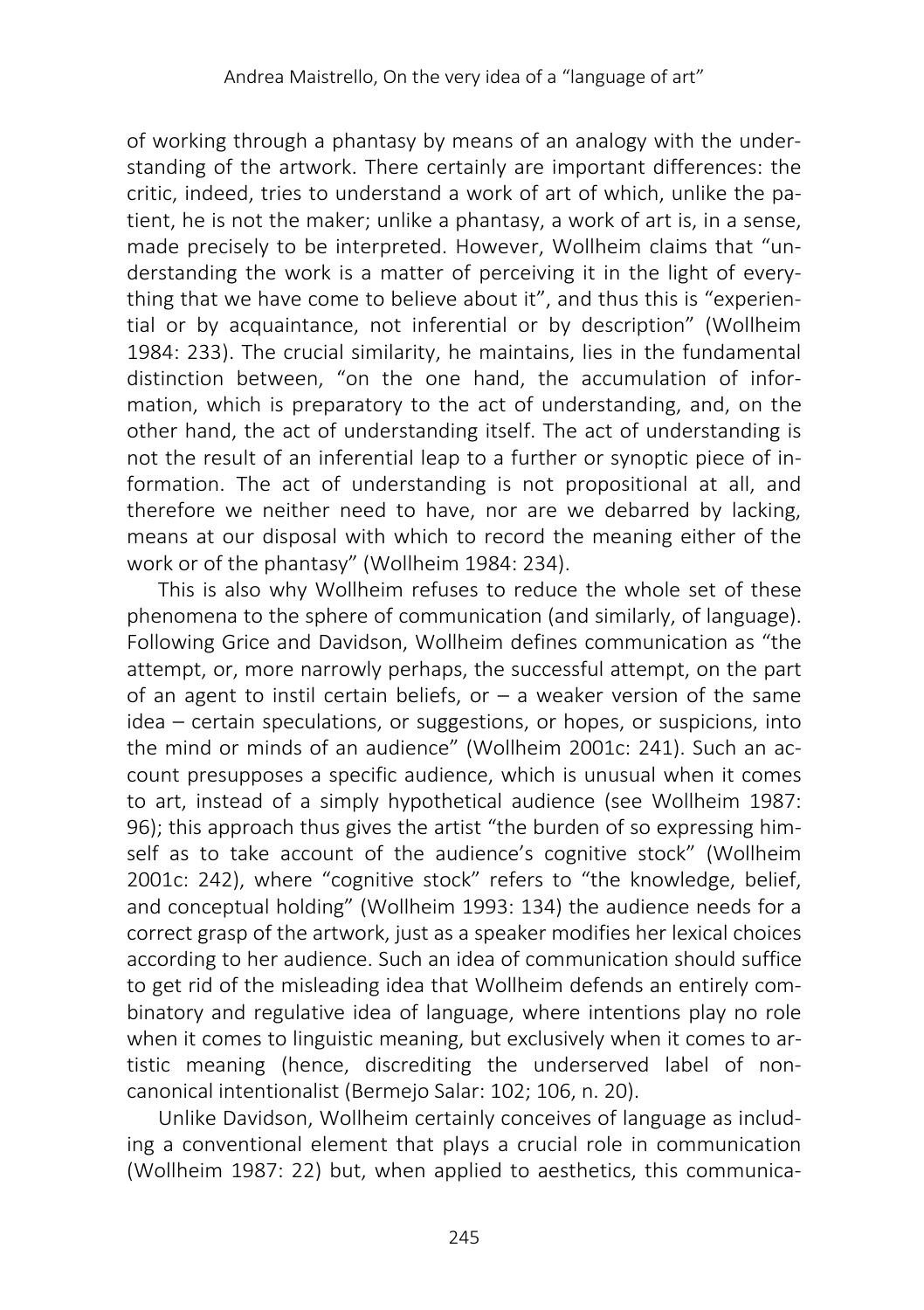of working through a phantasy by means of an analogy with the understanding of the artwork. There certainly are important differences: the critic, indeed, tries to understand a work of art of which, unlike the patient, he is not the maker; unlike a phantasy, a work of art is, in a sense, made precisely to be interpreted. However, Wollheim claims that "understanding the work is a matter of perceiving it in the light of everything that we have come to believe about it", and thus this is "experiential or by acquaintance, not inferential or by description" (Wollheim 1984: 233). The crucial similarity, he maintains, lies in the fundamental distinction between, "on the one hand, the accumulation of information, which is preparatory to the act of understanding, and, on the other hand, the act of understanding itself. The act of understanding is not the result of an inferential leap to a further or synoptic piece of information. The act of understanding is not propositional at all, and therefore we neither need to have, nor are we debarred by lacking, means at our disposal with which to record the meaning either of the work or of the phantasy" (Wollheim 1984: 234).

This is also why Wollheim refuses to reduce the whole set of these phenomena to the sphere of communication (and similarly, of language). Following Grice and Davidson, Wollheim defines communication as "the attempt, or, more narrowly perhaps, the successful attempt, on the part of an agent to instil certain beliefs, or – a weaker version of the same idea – certain speculations, or suggestions, or hopes, or suspicions, into the mind or minds of an audience" (Wollheim 2001c: 241). Such an account presupposes a specific audience, which is unusual when it comes to art, instead of a simply hypothetical audience (see Wollheim 1987: 96); this approach thus gives the artist "the burden of so expressing himself as to take account of the audience's cognitive stock" (Wollheim 2001c: 242), where "cognitive stock" refers to "the knowledge, belief, and conceptual holding" (Wollheim 1993: 134) the audience needs for a correct grasp of the artwork, just as a speaker modifies her lexical choices according to her audience. Such an idea of communication should suffice to get rid of the misleading idea that Wollheim defends an entirely combinatory and regulative idea of language, where intentions play no role when it comes to linguistic meaning, but exclusively when it comes to artistic meaning (hence, discrediting the underserved label of non-canonical intentionalist (Bermejo Salar: 102; 106, n. 20).

Unlike Davidson, Wollheim certainly conceives of language as including a conventional element that plays a crucial role in communication (Wollheim 1987: 22) but, when applied to aesthetics, this communica-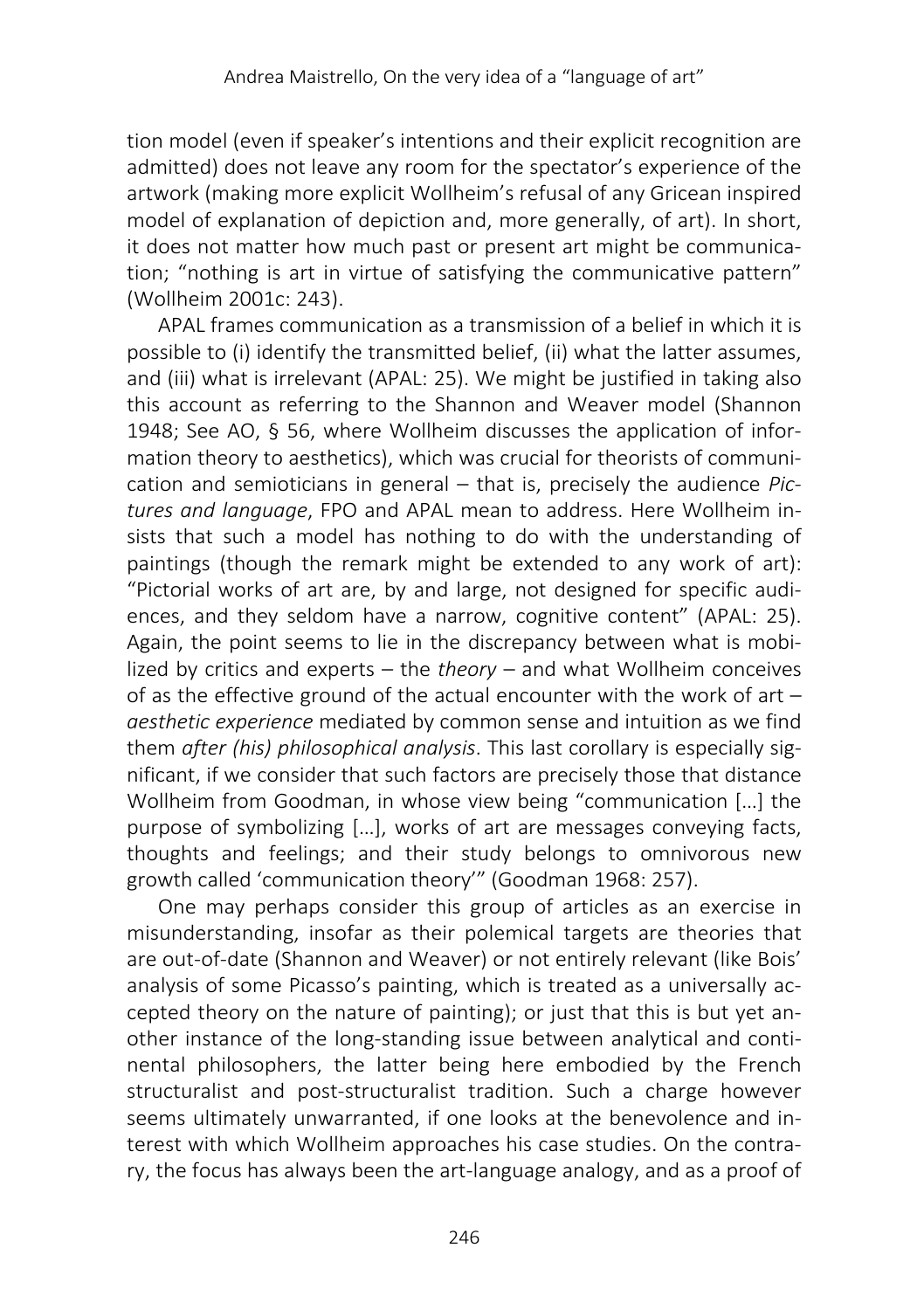tion model (even if speaker's intentions and their explicit recognition are admitted) does not leave any room for the spectator's experience of the artwork (making more explicit Wollheim's refusal of any Gricean inspired model of explanation of depiction and, more generally, of art). In short, it does not matter how much past or present art might be communication; "nothing is art in virtue of satisfying the communicative pattern" (Wollheim 2001c: 243).

APAL frames communication as a transmission of a belief in which it is possible to (i) identify the transmitted belief, (ii) what the latter assumes, and (iii) what is irrelevant (APAL: 25). We might be justified in taking also this account as referring to the Shannon and Weaver model (Shannon 1948; See AO, § 56, where Wollheim discusses the application of information theory to aesthetics), which was crucial for theorists of communication and semioticians in general – that is, precisely the audience *Pictures and language*, FPO and APAL mean to address. Here Wollheim insists that such a model has nothing to do with the understanding of paintings (though the remark might be extended to any work of art): "Pictorial works of art are, by and large, not designed for specific audiences, and they seldom have a narrow, cognitive content" (APAL: 25). Again, the point seems to lie in the discrepancy between what is mobilized by critics and experts – the *theory* – and what Wollheim conceives of as the effective ground of the actual encounter with the work of art – *aesthetic experience* mediated by common sense and intuition as we find them *after (his) philosophical analysis*. This last corollary is especially significant, if we consider that such factors are precisely those that distance Wollheim from Goodman, in whose view being "communication […] the purpose of symbolizing […], works of art are messages conveying facts, thoughts and feelings; and their study belongs to omnivorous new growth called 'communication theory'" (Goodman 1968: 257).

One may perhaps consider this group of articles as an exercise in misunderstanding, insofar as their polemical targets are theories that are out-of-date (Shannon and Weaver) or not entirely relevant (like Bois' analysis of some Picasso's painting, which is treated as a universally accepted theory on the nature of painting); or just that this is but yet another instance of the long-standing issue between analytical and continental philosophers, the latter being here embodied by the French structuralist and post-structuralist tradition. Such a charge however seems ultimately unwarranted, if one looks at the benevolence and interest with which Wollheim approaches his case studies. On the contrary, the focus has always been the art-language analogy, and as a proof of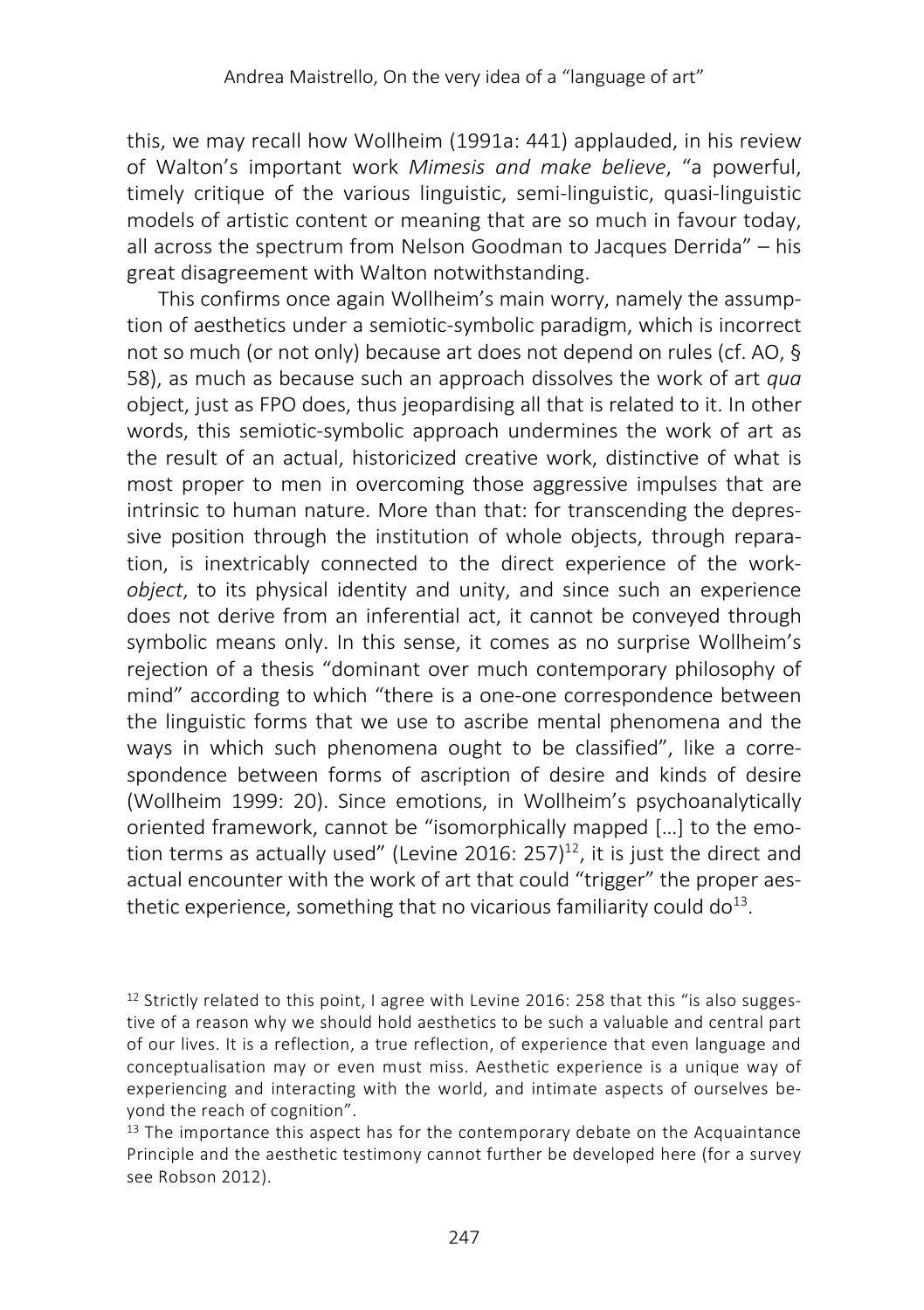this, we may recall how Wollheim (1991a: 441) applauded, in his review of Walton's important work *Mimesis and make believe*, "a powerful, timely critique of the various linguistic, semi-linguistic, quasi-linguistic models of artistic content or meaning that are so much in favour today, all across the spectrum from Nelson Goodman to Jacques Derrida" – his great disagreement with Walton notwithstanding.

This confirms once again Wollheim's main worry, namely the assumption of aesthetics under a semiotic-symbolic paradigm, which is incorrect not so much (or not only) because art does not depend on rules (cf. AO, § 58), as much as because such an approach dissolves the work of art *qua* object, just as FPO does, thus jeopardising all that is related to it. In other words, this semiotic-symbolic approach undermines the work of art as the result of an actual, historicized creative work, distinctive of what is most proper to men in overcoming those aggressive impulses that are intrinsic to human nature. More than that: for transcending the depressive position through the institution of whole objects, through reparation, is inextricably connected to the direct experience of the work-*object*, to its physical identity and unity, and since such an experience does not derive from an inferential act, it cannot be conveyed through symbolic means only. In this sense, it comes as no surprise Wollheim's rejection of a thesis "dominant over much contemporary philosophy of mind" according to which "there is a one-one correspondence between the linguistic forms that we use to ascribe mental phenomena and the ways in which such phenomena ought to be classified", like a correspondence between forms of ascription of desire and kinds of desire (Wollheim 1999: 20). Since emotions, in Wollheim's psychoanalytically oriented framework, cannot be "isomorphically mapped […] to the emotion terms as actually used" (Levine 2016: 257)[12], it is just the direct and actual encounter with the work of art that could "trigger" the proper aesthetic experience, something that no vicarious familiarity could do[13].

[12] Strictly related to this point, I agree with Levine 2016: 258 that this "is also suggestive of a reason why we should hold aesthetics to be such a valuable and central part of our lives. It is a reflection, a true reflection, of experience that even language and conceptualisation may or even must miss. Aesthetic experience is a unique way of experiencing and interacting with the world, and intimate aspects of ourselves beyond the reach of cognition".

[13] The importance this aspect has for the contemporary debate on the Acquaintance Principle and the aesthetic testimony cannot further be developed here (for a survey see Robson 2012).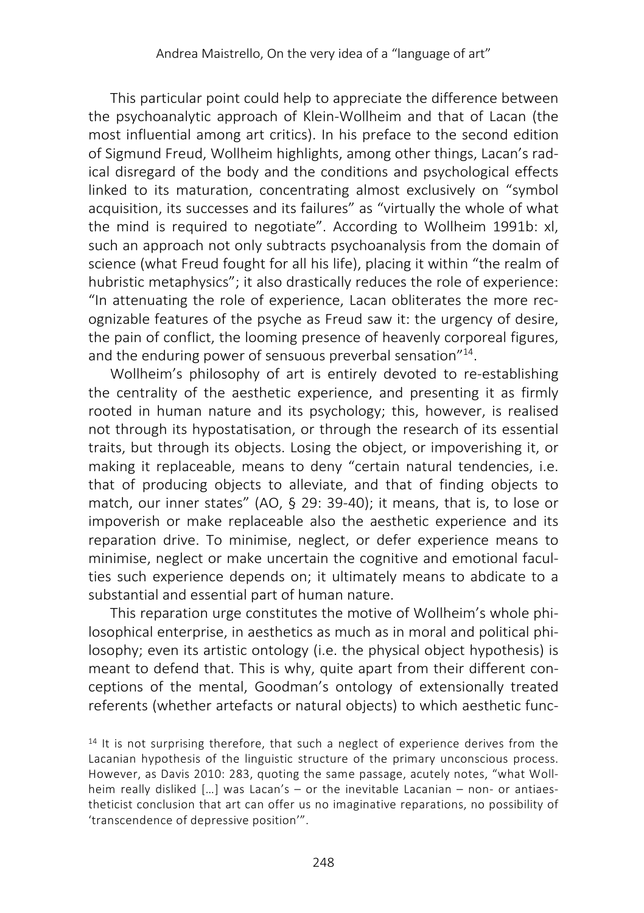This particular point could help to appreciate the difference between the psychoanalytic approach of Klein-Wollheim and that of Lacan (the most influential among art critics). In his preface to the second edition of Sigmund Freud, Wollheim highlights, among other things, Lacan's radical disregard of the body and the conditions and psychological effects linked to its maturation, concentrating almost exclusively on "symbol acquisition, its successes and its failures" as "virtually the whole of what the mind is required to negotiate". According to Wollheim 1991b: xl, such an approach not only subtracts psychoanalysis from the domain of science (what Freud fought for all his life), placing it within "the realm of hubristic metaphysics"; it also drastically reduces the role of experience: "In attenuating the role of experience, Lacan obliterates the more recognizable features of the psyche as Freud saw it: the urgency of desire, the pain of conflict, the looming presence of heavenly corporeal figures, and the enduring power of sensuous preverbal sensation"[14].

Wollheim's philosophy of art is entirely devoted to re-establishing the centrality of the aesthetic experience, and presenting it as firmly rooted in human nature and its psychology; this, however, is realised not through its hypostatisation, or through the research of its essential traits, but through its objects. Losing the object, or impoverishing it, or making it replaceable, means to deny "certain natural tendencies, i.e. that of producing objects to alleviate, and that of finding objects to match, our inner states" (AO, § 29: 39-40); it means, that is, to lose or impoverish or make replaceable also the aesthetic experience and its reparation drive. To minimise, neglect, or defer experience means to minimise, neglect or make uncertain the cognitive and emotional faculties such experience depends on; it ultimately means to abdicate to a substantial and essential part of human nature.

This reparation urge constitutes the motive of Wollheim's whole philosophical enterprise, in aesthetics as much as in moral and political philosophy; even its artistic ontology (i.e. the physical object hypothesis) is meant to defend that. This is why, quite apart from their different conceptions of the mental, Goodman's ontology of extensionally treated referents (whether artefacts or natural objects) to which aesthetic func-

[14] It is not surprising therefore, that such a neglect of experience derives from the Lacanian hypothesis of the linguistic structure of the primary unconscious process. However, as Davis 2010: 283, quoting the same passage, acutely notes, "what Wollheim really disliked […] was Lacan's – or the inevitable Lacanian – non- or antiaestheticist conclusion that art can offer us no imaginative reparations, no possibility of 'transcendence of depressive position'".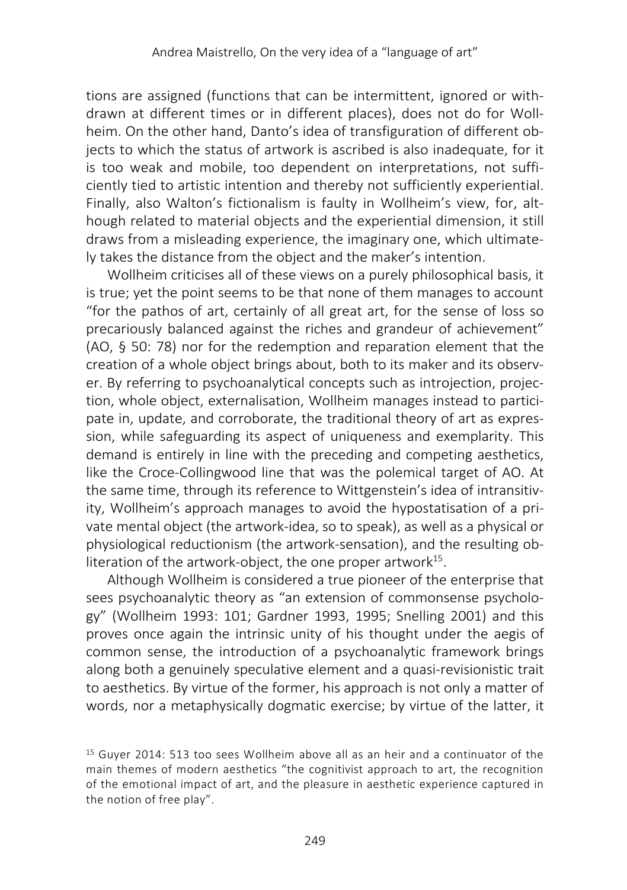tions are assigned (functions that can be intermittent, ignored or withdrawn at different times or in different places), does not do for Wollheim. On the other hand, Danto's idea of transfiguration of different objects to which the status of artwork is ascribed is also inadequate, for it is too weak and mobile, too dependent on interpretations, not sufficiently tied to artistic intention and thereby not sufficiently experiential. Finally, also Walton's fictionalism is faulty in Wollheim's view, for, although related to material objects and the experiential dimension, it still draws from a misleading experience, the imaginary one, which ultimately takes the distance from the object and the maker's intention.

Wollheim criticises all of these views on a purely philosophical basis, it is true; yet the point seems to be that none of them manages to account "for the pathos of art, certainly of all great art, for the sense of loss so precariously balanced against the riches and grandeur of achievement" (AO, § 50: 78) nor for the redemption and reparation element that the creation of a whole object brings about, both to its maker and its observer. By referring to psychoanalytical concepts such as introjection, projection, whole object, externalisation, Wollheim manages instead to participate in, update, and corroborate, the traditional theory of art as expression, while safeguarding its aspect of uniqueness and exemplarity. This demand is entirely in line with the preceding and competing aesthetics, like the Croce-Collingwood line that was the polemical target of AO. At the same time, through its reference to Wittgenstein's idea of intransitivity, Wollheim's approach manages to avoid the hypostatisation of a private mental object (the artwork-idea, so to speak), as well as a physical or physiological reductionism (the artwork-sensation), and the resulting obliteration of the artwork-object, the one proper artwork[15].

Although Wollheim is considered a true pioneer of the enterprise that sees psychoanalytic theory as "an extension of commonsense psychology" (Wollheim 1993: 101; Gardner 1993, 1995; Snelling 2001) and this proves once again the intrinsic unity of his thought under the aegis of common sense, the introduction of a psychoanalytic framework brings along both a genuinely speculative element and a quasi-revisionistic trait to aesthetics. By virtue of the former, his approach is not only a matter of words, nor a metaphysically dogmatic exercise; by virtue of the latter, it

[15] Guyer 2014: 513 too sees Wollheim above all as an heir and a continuator of the main themes of modern aesthetics "the cognitivist approach to art, the recognition of the emotional impact of art, and the pleasure in aesthetic experience captured in the notion of free play".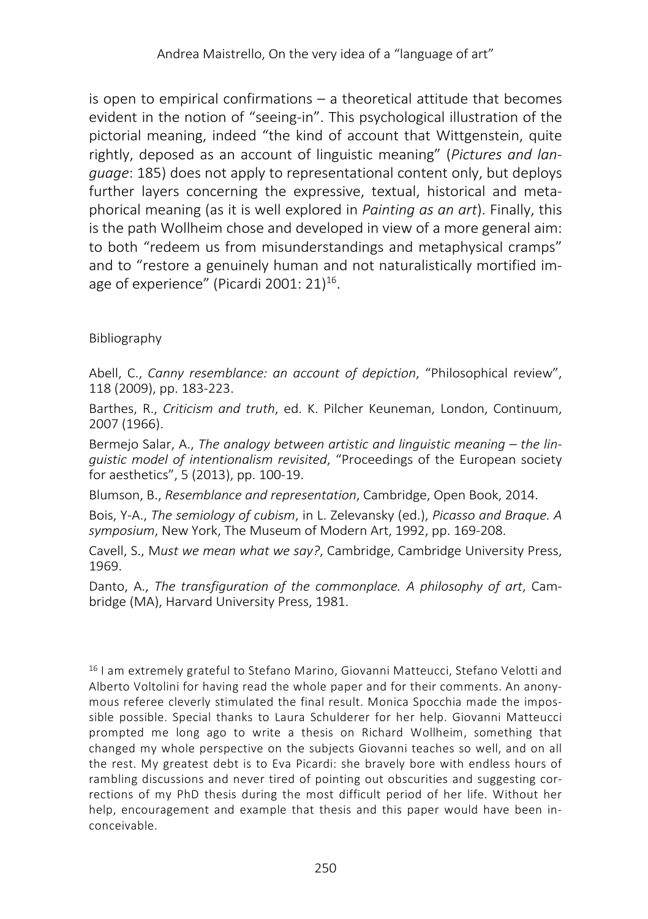is open to empirical confirmations – a theoretical attitude that becomes evident in the notion of "seeing-in". This psychological illustration of the pictorial meaning, indeed "the kind of account that Wittgenstein, quite rightly, deposed as an account of linguistic meaning" (*Pictures and language*: 185) does not apply to representational content only, but deploys further layers concerning the expressive, textual, historical and metaphorical meaning (as it is well explored in *Painting as an art*). Finally, this is the path Wollheim chose and developed in view of a more general aim: to both "redeem us from misunderstandings and metaphysical cramps" and to "restore a genuinely human and not naturalistically mortified image of experience" (Picardi 2001: 21)[16].

Bibliography

Abell, C., *Canny resemblance: an account of depiction*, "Philosophical review", 118 (2009), pp. 183-223.

Barthes, R., *Criticism and truth*, ed. K. Pilcher Keuneman, London, Continuum, 2007 (1966).

Bermejo Salar, A., *The analogy between artistic and linguistic meaning – the linguistic model of intentionalism revisited*, "Proceedings of the European society for aesthetics", 5 (2013), pp. 100-19.

Blumson, B., *Resemblance and representation*, Cambridge, Open Book, 2014.

Bois, Y-A., *The semiology of cubism*, in L. Zelevansky (ed.), *Picasso and Braque. A symposium*, New York, The Museum of Modern Art, 1992, pp. 169-208.

Cavell, S., M*ust we mean what we say?*, Cambridge, Cambridge University Press, 1969.

Danto, A., *The transfiguration of the commonplace. A philosophy of art*, Cambridge (MA), Harvard University Press, 1981.

[16] I am extremely grateful to Stefano Marino, Giovanni Matteucci, Stefano Velotti and Alberto Voltolini for having read the whole paper and for their comments. An anonymous referee cleverly stimulated the final result. Monica Spocchia made the impossible possible. Special thanks to Laura Schulderer for her help. Giovanni Matteucci prompted me long ago to write a thesis on Richard Wollheim, something that changed my whole perspective on the subjects Giovanni teaches so well, and on all the rest. My greatest debt is to Eva Picardi: she bravely bore with endless hours of rambling discussions and never tired of pointing out obscurities and suggesting corrections of my PhD thesis during the most difficult period of her life. Without her help, encouragement and example that thesis and this paper would have been inconceivable.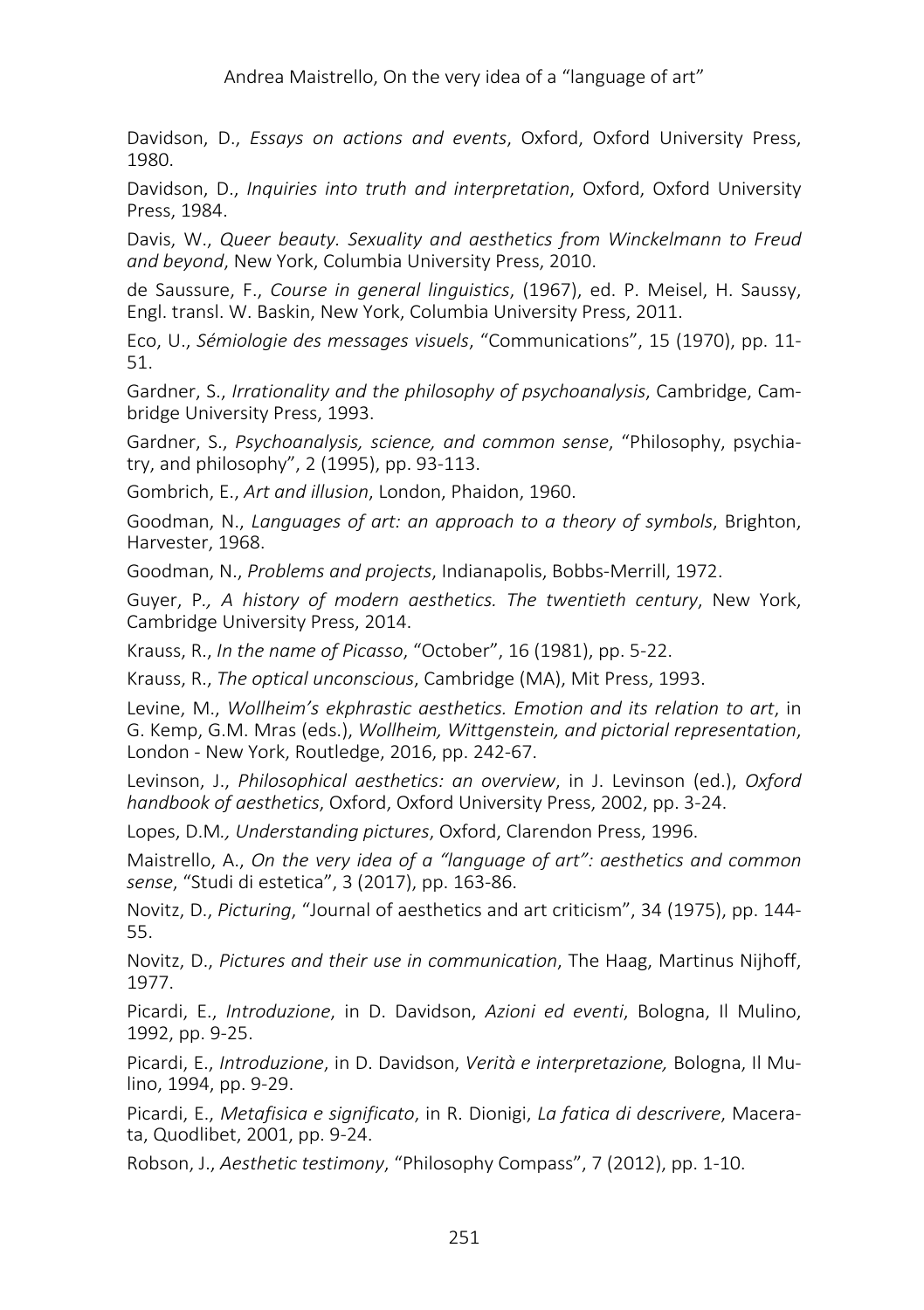Davidson, D., *Essays on actions and events*, Oxford, Oxford University Press, 1980.

Davidson, D., *Inquiries into truth and interpretation*, Oxford, Oxford University Press, 1984.

Davis, W., *Queer beauty. Sexuality and aesthetics from Winckelmann to Freud and beyond*, New York, Columbia University Press, 2010.

de Saussure, F., *Course in general linguistics*, (1967), ed. P. Meisel, H. Saussy, Engl. transl. W. Baskin, New York, Columbia University Press, 2011.

Eco, U., *Sémiologie des messages visuels*, "Communications", 15 (1970), pp. 11-51.

Gardner, S., *Irrationality and the philosophy of psychoanalysis*, Cambridge, Cambridge University Press, 1993.

Gardner, S., *Psychoanalysis, science, and common sense*, "Philosophy, psychiatry, and philosophy", 2 (1995), pp. 93-113.

Gombrich, E., *Art and illusion*, London, Phaidon, 1960.

Goodman, N., *Languages of art: an approach to a theory of symbols*, Brighton, Harvester, 1968.

Goodman, N., *Problems and projects*, Indianapolis, Bobbs-Merrill, 1972.

Guyer, P., *A history of modern aesthetics. The twentieth century*, New York, Cambridge University Press, 2014.

Krauss, R., *In the name of Picasso*, "October", 16 (1981), pp. 5-22.

Krauss, R., *The optical unconscious*, Cambridge (MA), Mit Press, 1993.

Levine, M., *Wollheim's ekphrastic aesthetics. Emotion and its relation to art*, in G. Kemp, G.M. Mras (eds.), *Wollheim, Wittgenstein, and pictorial representation*, London - New York, Routledge, 2016, pp. 242-67.

Levinson, J., *Philosophical aesthetics: an overview*, in J. Levinson (ed.), *Oxford handbook of aesthetics*, Oxford, Oxford University Press, 2002, pp. 3-24.

Lopes, D.M., *Understanding pictures*, Oxford, Clarendon Press, 1996.

Maistrello, A., *On the very idea of a "language of art": aesthetics and common sense*, "Studi di estetica", 3 (2017), pp. 163-86.

Novitz, D., *Picturing*, "Journal of aesthetics and art criticism", 34 (1975), pp. 144-55.

Novitz, D., *Pictures and their use in communication*, The Haag, Martinus Nijhoff, 1977.

Picardi, E., *Introduzione*, in D. Davidson, *Azioni ed eventi*, Bologna, Il Mulino, 1992, pp. 9-25.

Picardi, E., *Introduzione*, in D. Davidson, *Verità e interpretazione,* Bologna, Il Mulino, 1994, pp. 9-29.

Picardi, E., *Metafisica e significato*, in R. Dionigi, *La fatica di descrivere*, Macerata, Quodlibet, 2001, pp. 9-24.

Robson, J., *Aesthetic testimony*, "Philosophy Compass", 7 (2012), pp. 1-10.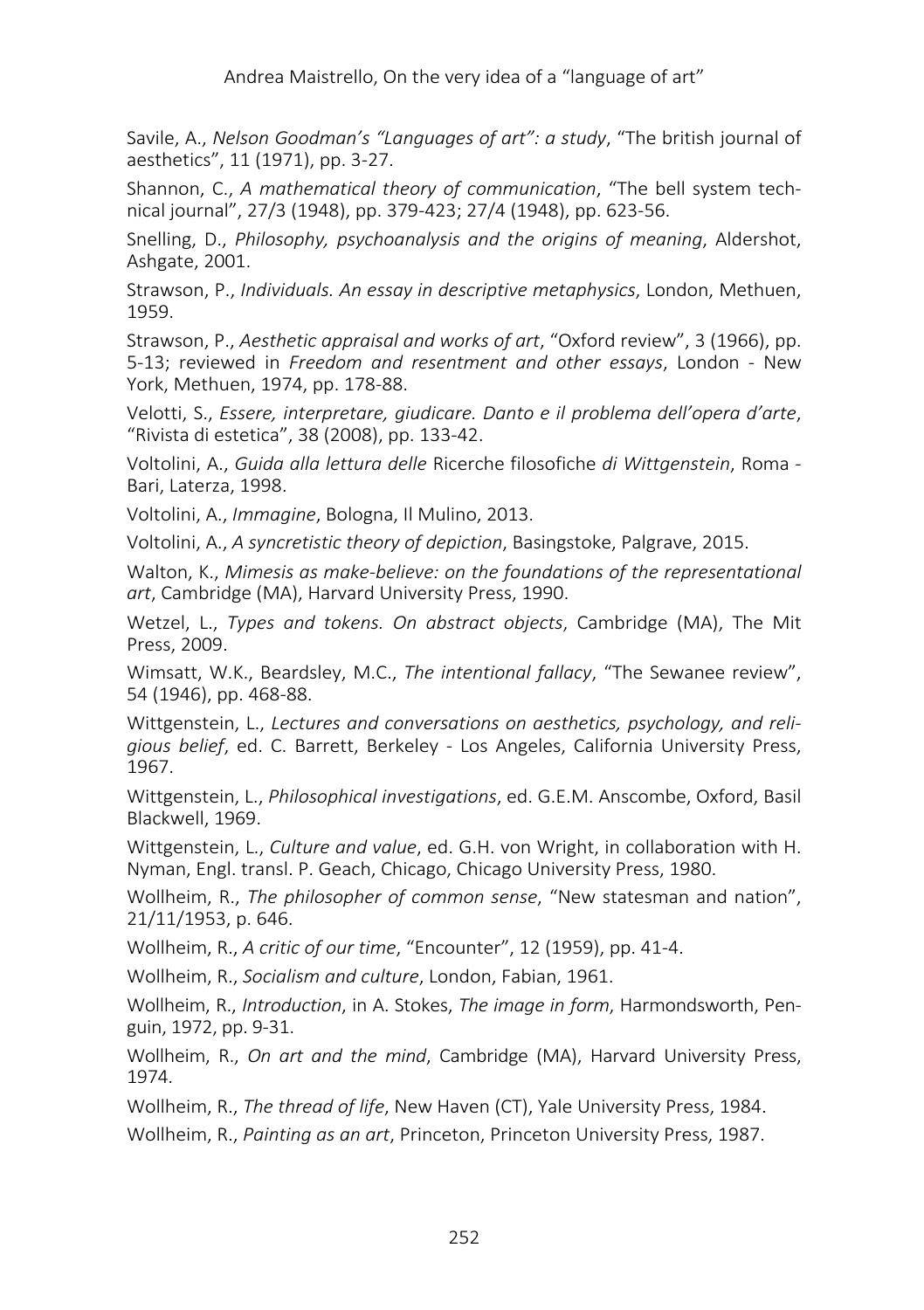Savile, A., *Nelson Goodman's "Languages of art": a study*, "The british journal of aesthetics", 11 (1971), pp. 3-27.

Shannon, C., *A mathematical theory of communication*, "The bell system technical journal", 27/3 (1948), pp. 379-423; 27/4 (1948), pp. 623-56.

Snelling, D., *Philosophy, psychoanalysis and the origins of meaning*, Aldershot, Ashgate, 2001.

Strawson, P., *Individuals. An essay in descriptive metaphysics*, London, Methuen, 1959.

Strawson, P., *Aesthetic appraisal and works of art*, "Oxford review", 3 (1966), pp. 5-13; reviewed in *Freedom and resentment and other essays*, London - New York, Methuen, 1974, pp. 178-88.

Velotti, S., *Essere, interpretare, giudicare. Danto e il problema dell'opera d'arte*, "Rivista di estetica", 38 (2008), pp. 133-42.

Voltolini, A., *Guida alla lettura delle* Ricerche filosofiche *di Wittgenstein*, Roma - Bari, Laterza, 1998.

Voltolini, A., *Immagine*, Bologna, Il Mulino, 2013.

Voltolini, A., *A syncretistic theory of depiction*, Basingstoke, Palgrave, 2015.

Walton, K., *Mimesis as make-believe: on the foundations of the representational art*, Cambridge (MA), Harvard University Press, 1990.

Wetzel, L., *Types and tokens. On abstract objects*, Cambridge (MA), The Mit Press, 2009.

Wimsatt, W.K., Beardsley, M.C., *The intentional fallacy*, "The Sewanee review", 54 (1946), pp. 468-88.

Wittgenstein, L., *Lectures and conversations on aesthetics, psychology, and religious belief*, ed. C. Barrett, Berkeley - Los Angeles, California University Press, 1967.

Wittgenstein, L., *Philosophical investigations*, ed. G.E.M. Anscombe, Oxford, Basil Blackwell, 1969.

Wittgenstein, L., *Culture and value*, ed. G.H. von Wright, in collaboration with H. Nyman, Engl. transl. P. Geach, Chicago, Chicago University Press, 1980.

Wollheim, R., *The philosopher of common sense*, "New statesman and nation", 21/11/1953, p. 646.

Wollheim, R., *A critic of our time*, "Encounter", 12 (1959), pp. 41-4.

Wollheim, R., *Socialism and culture*, London, Fabian, 1961.

Wollheim, R., *Introduction*, in A. Stokes, *The image in form*, Harmondsworth, Penguin, 1972, pp. 9-31.

Wollheim, R., *On art and the mind*, Cambridge (MA), Harvard University Press, 1974.

Wollheim, R., *The thread of life*, New Haven (CT), Yale University Press, 1984.

Wollheim, R., *Painting as an art*, Princeton, Princeton University Press, 1987.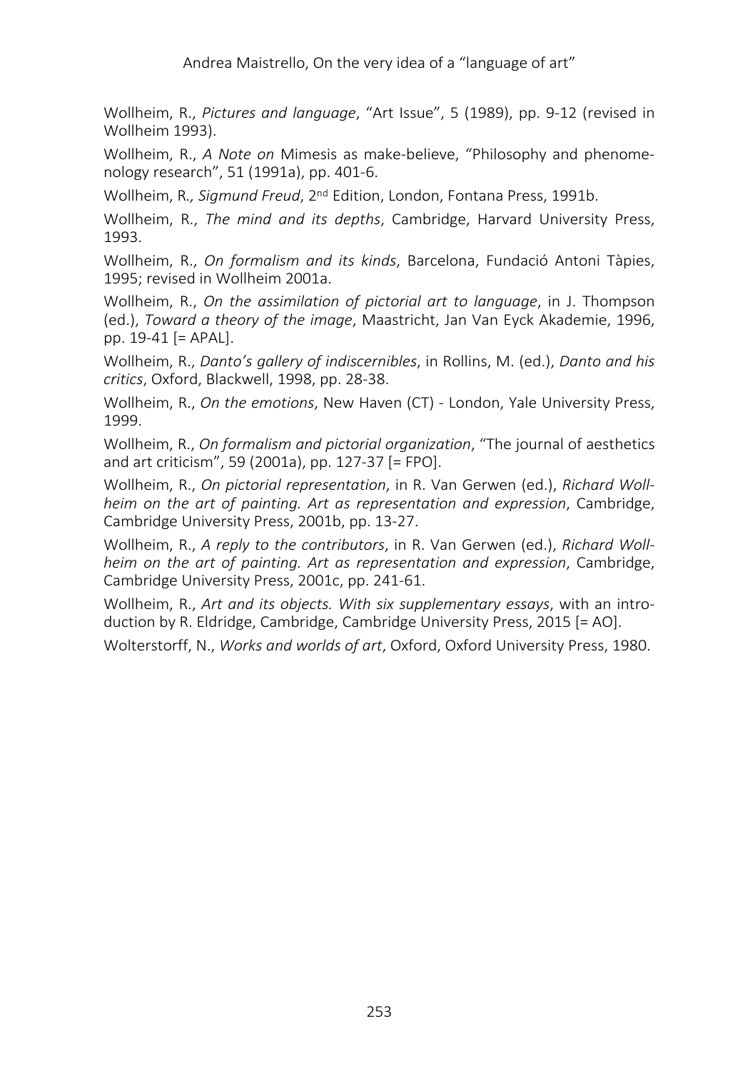Wollheim, R., *Pictures and language*, "Art Issue", 5 (1989), pp. 9-12 (revised in Wollheim 1993).

Wollheim, R., *A Note on* Mimesis as make-believe, "Philosophy and phenomenology research", 51 (1991a), pp. 401-6.

Wollheim, R*., Sigmund Freud*, 2nd Edition, London, Fontana Press, 1991b.

Wollheim, R., *The mind and its depths*, Cambridge, Harvard University Press, 1993.

Wollheim, R., *On formalism and its kinds*, Barcelona, Fundació Antoni Tàpies, 1995; revised in Wollheim 2001a.

Wollheim, R., *On the assimilation of pictorial art to language*, in J. Thompson (ed.), *Toward a theory of the image*, Maastricht, Jan Van Eyck Akademie, 1996, pp. 19-41 [= APAL].

Wollheim, R., *Danto's gallery of indiscernibles*, in Rollins, M. (ed.), *Danto and his critics*, Oxford, Blackwell, 1998, pp. 28-38.

Wollheim, R., *On the emotions*, New Haven (CT) - London, Yale University Press, 1999.

Wollheim, R., *On formalism and pictorial organization*, "The journal of aesthetics and art criticism", 59 (2001a), pp. 127-37 [= FPO].

Wollheim, R., *On pictorial representation*, in R. Van Gerwen (ed.), *Richard Wollheim on the art of painting. Art as representation and expression*, Cambridge, Cambridge University Press, 2001b, pp. 13-27.

Wollheim, R., *A reply to the contributors*, in R. Van Gerwen (ed.), *Richard Wollheim on the art of painting. Art as representation and expression*, Cambridge, Cambridge University Press, 2001c, pp. 241-61.

Wollheim, R., *Art and its objects. With six supplementary essays*, with an introduction by R. Eldridge, Cambridge, Cambridge University Press, 2015 [= AO].

Wolterstorff, N., *Works and worlds of art*, Oxford, Oxford University Press, 1980.